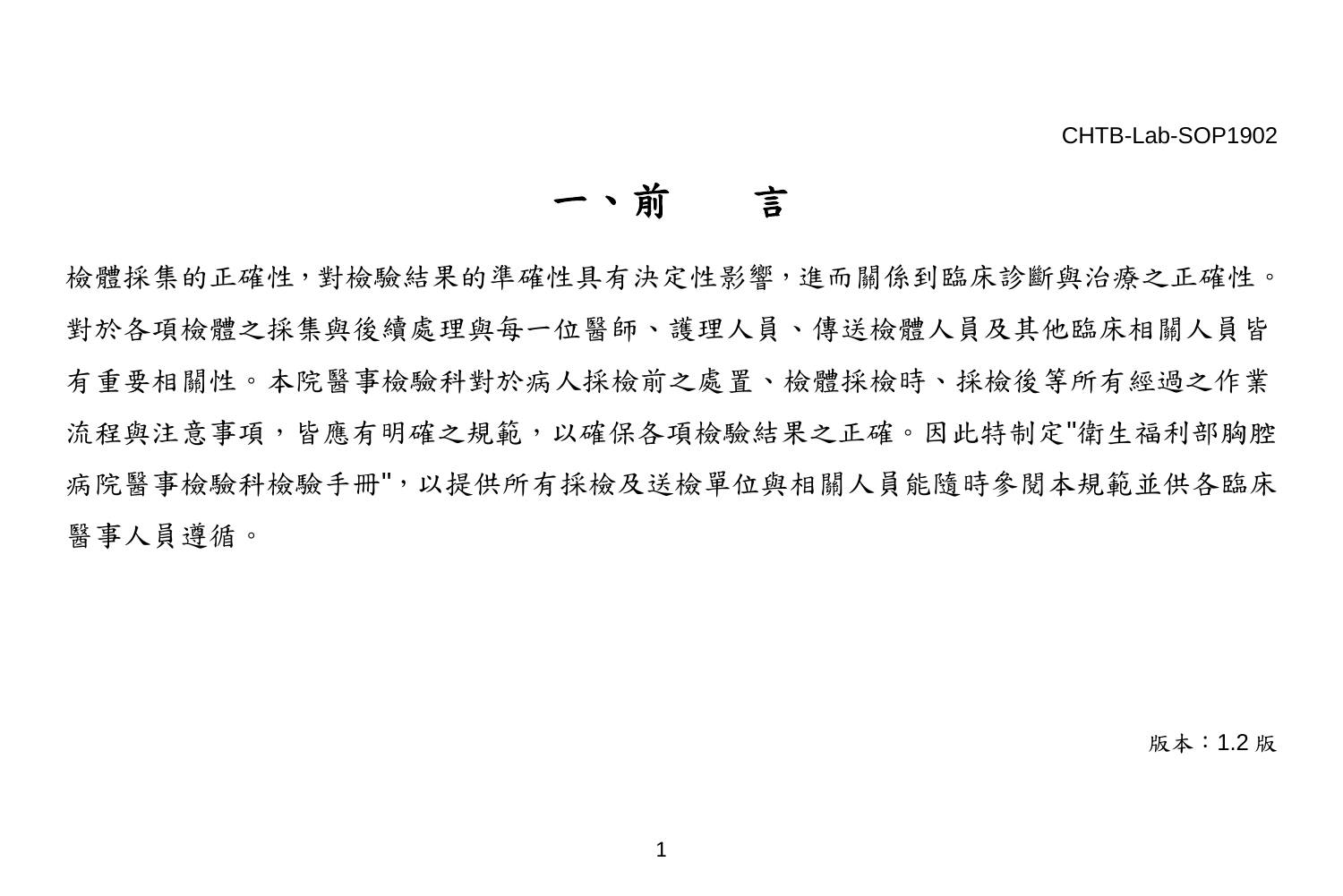CHTB-Lab-SOP1902

# 一、前　　言

檢體採集的正確性，對檢驗結果的準確性具有決定性影響，進而關係到臨床診斷與治療之正確性。對於各項檢體之採集與後續處理與每一位醫師、護理人員、傳送檢體人員及其他臨床相關人員皆有重要相關性。本院醫事檢驗科對於病人採檢前之處置、檢體採檢時、採檢後等所有經過之作業流程與注意事項，皆應有明確之規範，以確保各項檢驗結果之正確。因此特制定"衛生福利部胸腔病院醫事檢驗科檢驗手冊"，以提供所有採檢及送檢單位與相關人員能隨時參閱本規範並供各臨床醫事人員遵循。

版本：1.2 版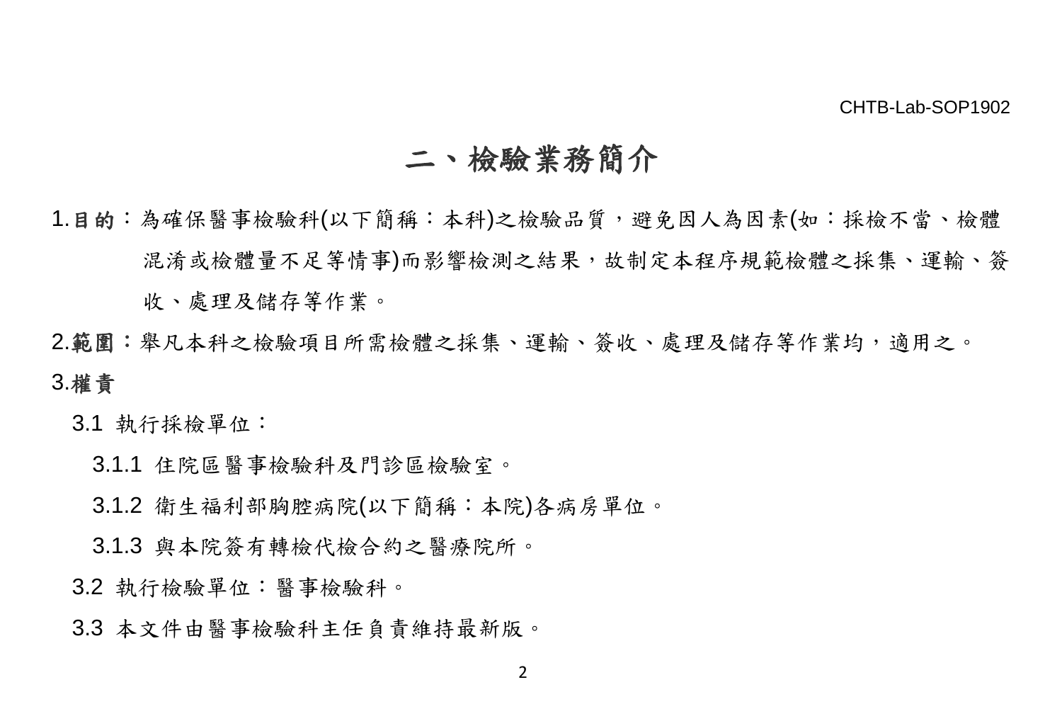# 二、檢驗業務簡介

1.**目的**：為確保醫事檢驗科(以下簡稱：本科)之檢驗品質，避免因人為因素(如：採檢不當、檢體混淆或檢體量不足等情事)而影響檢測之結果，故制定本程序規範檢體之採集、運輸、簽收、處理及儲存等作業。

2.**範圍**：舉凡本科之檢驗項目所需檢體之採集、運輸、簽收、處理及儲存等作業均，適用之。

3.**權責**

3.1 執行採檢單位：

3.1.1 住院區醫事檢驗科及門診區檢驗室。

3.1.2 衛生福利部胸腔病院(以下簡稱：本院)各病房單位。

3.1.3 與本院簽有轉檢代檢合約之醫療院所。

3.2 執行檢驗單位：醫事檢驗科。

3.3 本文件由醫事檢驗科主任負責維持最新版。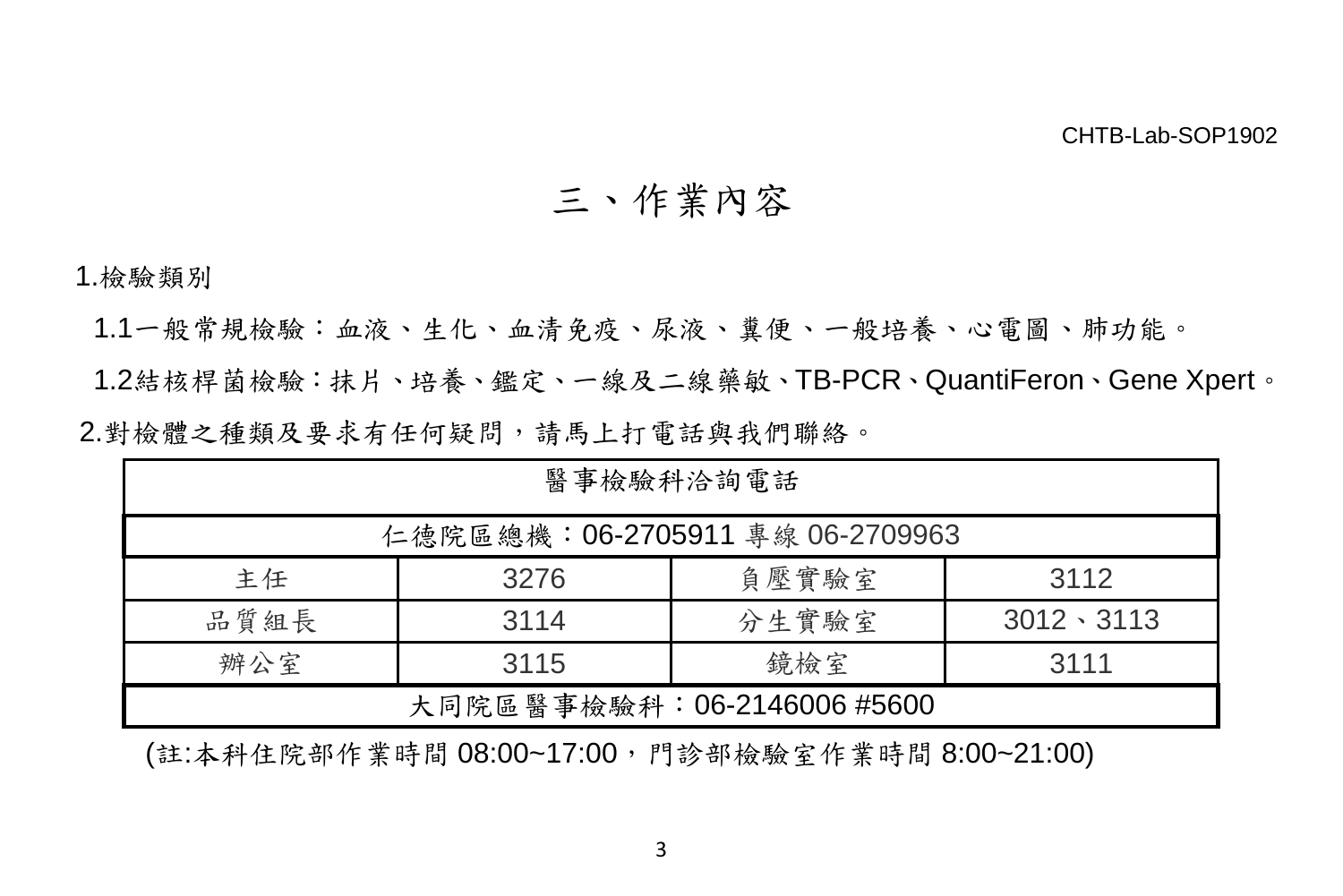# 三、作業內容

1.檢驗類別

1.1一般常規檢驗：血液、生化、血清免疫、尿液、糞便、一般培養、心電圖、肺功能。

1.2結核桿菌檢驗：抹片、培養、鑑定、一線及二線藥敏、TB-PCR、QuantiFeron、Gene Xpert。

2.對檢體之種類及要求有任何疑問，請馬上打電話與我們聯絡。

| 醫事檢驗科洽詢電話 | | | |
|---|---|---|---|
| 仁德院區總機：06-2705911 專線 06-2709963 | | | |
| 主任 | 3276 | 負壓實驗室 | 3112 |
| 品質組長 | 3114 | 分生實驗室 | 3012、3113 |
| 辦公室 | 3115 | 鏡檢室 | 3111 |
| 大同院區醫事檢驗科：06-2146006 #5600 | | | |

(註:本科住院部作業時間 08:00~17:00，門診部檢驗室作業時間 8:00~21:00)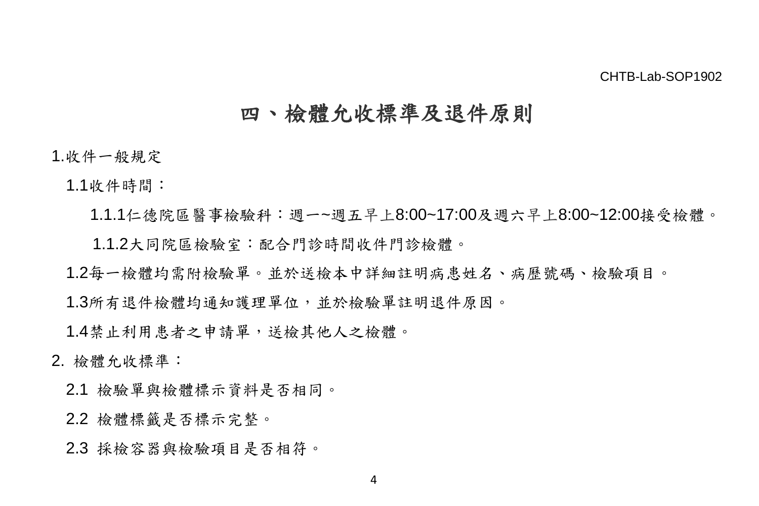# 四、檢體允收標準及退件原則

1.收件一般規定

1.1收件時間：

1.1.1仁德院區醫事檢驗科：週一~週五早上8:00~17:00及週六早上8:00~12:00接受檢體。

1.1.2大同院區檢驗室：配合門診時間收件門診檢體。

1.2每一檢體均需附檢驗單。並於送檢本中詳細註明病患姓名、病歷號碼、檢驗項目。

1.3所有退件檢體均通知護理單位，並於檢驗單註明退件原因。

1.4禁止利用患者之申請單，送檢其他人之檢體。

2. 檢體允收標準：

2.1 檢驗單與檢體標示資料是否相同。

2.2 檢體標籤是否標示完整。

2.3 採檢容器與檢驗項目是否相符。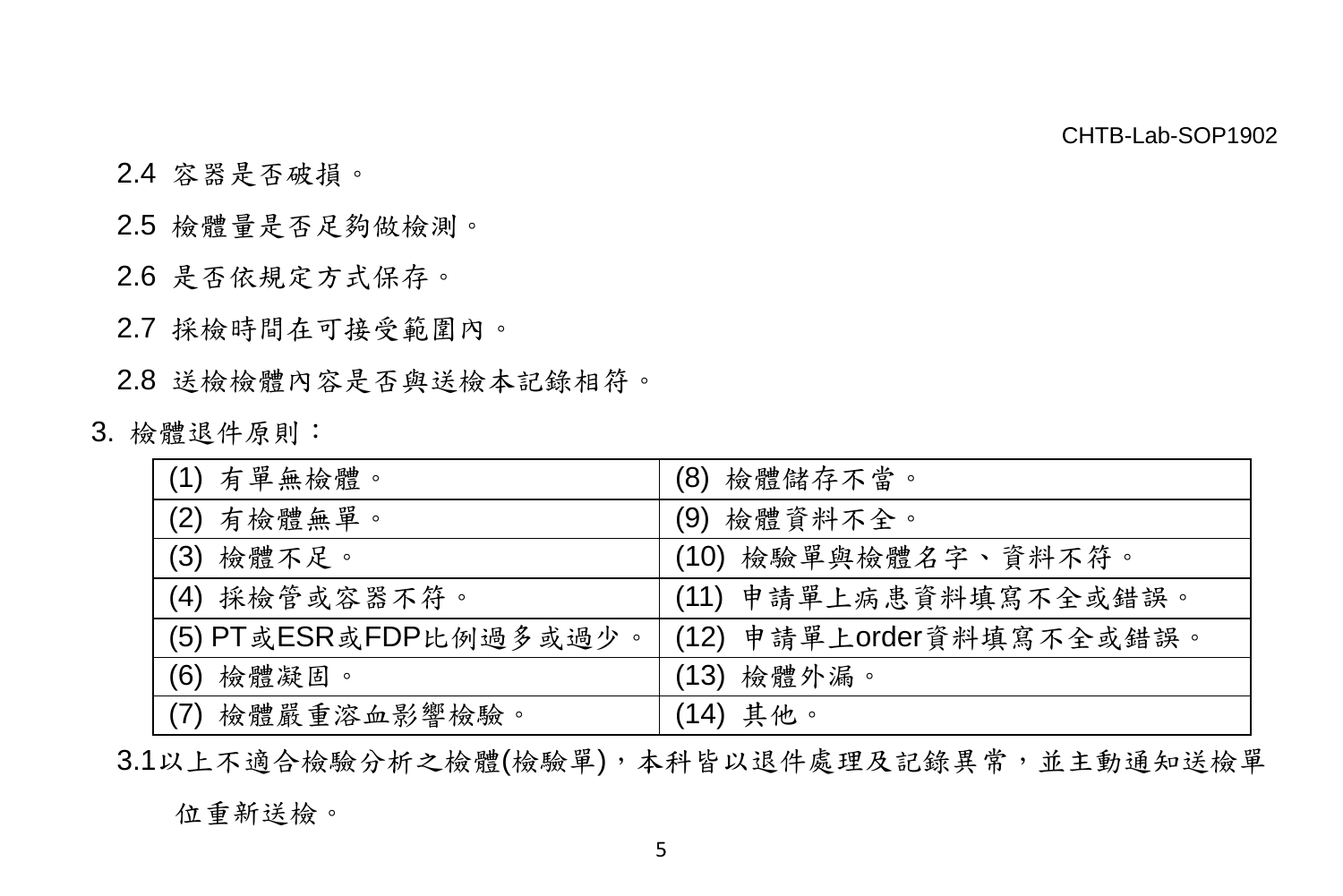2.4 容器是否破損。

2.5 檢體量是否足夠做檢測。

2.6 是否依規定方式保存。

2.7 採檢時間在可接受範圍內。

2.8 送檢檢體內容是否與送檢本記錄相符。

3. 檢體退件原則：

| (1) 有單無檢體。 | (8) 檢體儲存不當。 |
|---|---|
| (2) 有檢體無單。 | (9) 檢體資料不全。 |
| (3) 檢體不足。 | (10) 檢驗單與檢體名字、資料不符。 |
| (4) 採檢管或容器不符。 | (11) 申請單上病患資料填寫不全或錯誤。 |
| (5) PT或ESR或FDP比例過多或過少。 | (12) 申請單上order資料填寫不全或錯誤。 |
| (6) 檢體凝固。 | (13) 檢體外漏。 |
| (7) 檢體嚴重溶血影響檢驗。 | (14) 其他。 |

3.1以上不適合檢驗分析之檢體(檢驗單)，本科皆以退件處理及記錄異常，並主動通知送檢單位重新送檢。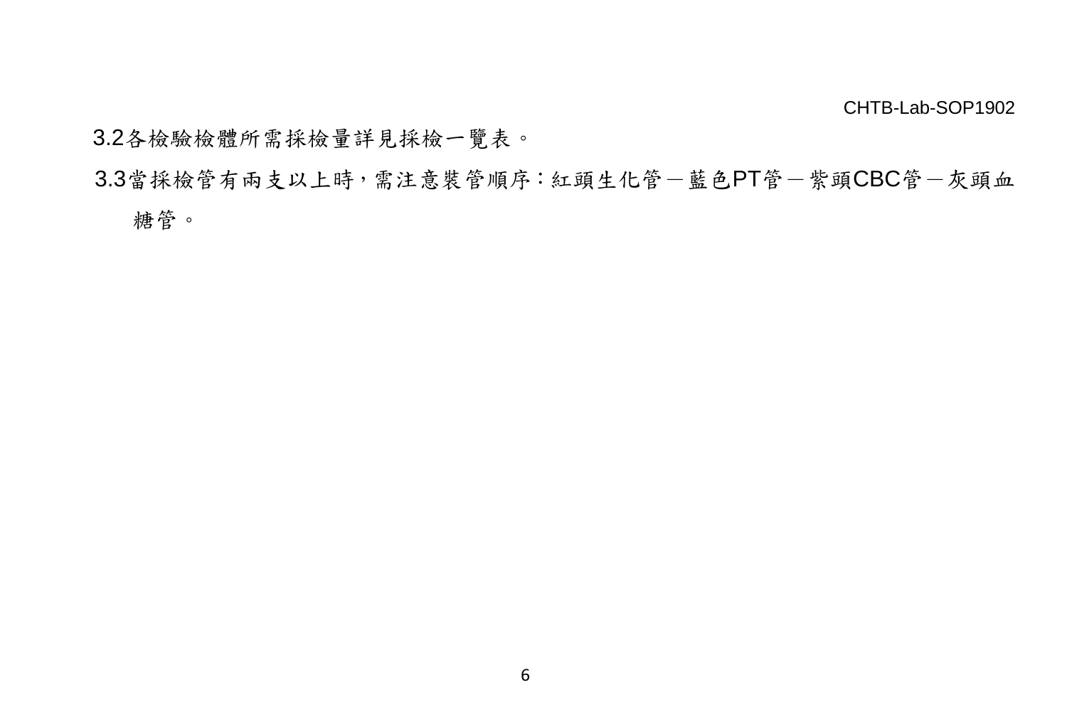3.2各檢驗檢體所需採檢量詳見採檢一覽表。

3.3當採檢管有兩支以上時，需注意裝管順序：紅頭生化管－藍色PT管－紫頭CBC管－灰頭血糖管。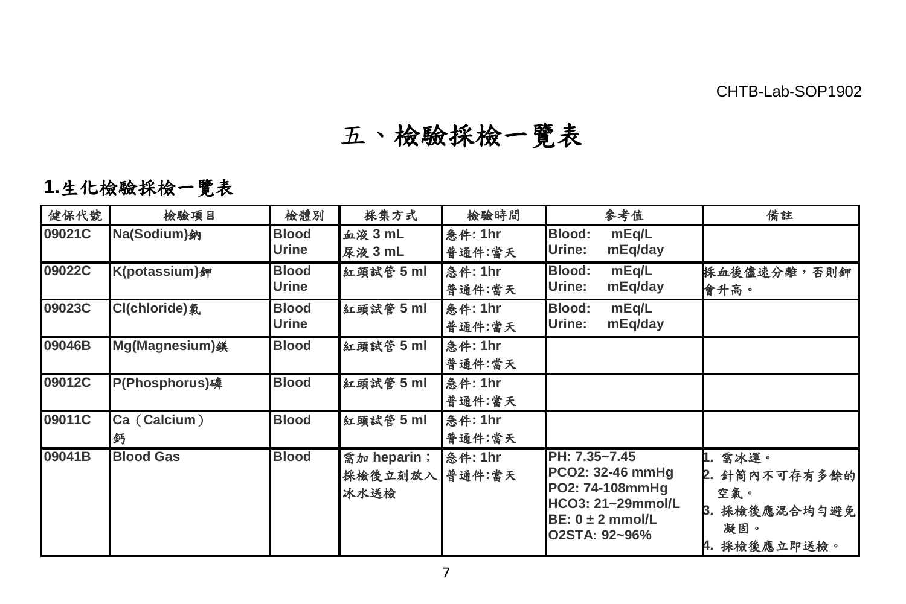CHTB-Lab-SOP1902

# 五、檢驗採檢一覽表

## 1.生化檢驗採檢一覽表

| 健保代號 | 檢驗項目 | 檢體別 | 採集方式 | 檢驗時間 | 參考值 | 備註 |
|---|---|---|---|---|---|---|
| 09021C | Na(Sodium)鈉 | Blood<br>Urine | 血液 3 mL<br>尿液 3 mL | 急件: 1hr<br>普通件:當天 | Blood: mEq/L<br>Urine: mEq/day | |
| 09022C | K(potassium)鉀 | Blood<br>Urine | 紅頭試管 5 ml | 急件: 1hr<br>普通件:當天 | Blood: mEq/L<br>Urine: mEq/day | 採血後儘速分離，否則鉀會升高。 |
| 09023C | Cl(chloride)氯 | Blood<br>Urine | 紅頭試管 5 ml | 急件: 1hr<br>普通件:當天 | Blood: mEq/L<br>Urine: mEq/day | |
| 09046B | Mg(Magnesium)鎂 | Blood | 紅頭試管 5 ml | 急件: 1hr<br>普通件:當天 | | |
| 09012C | P(Phosphorus)磷 | Blood | 紅頭試管 5 ml | 急件: 1hr<br>普通件:當天 | | |
| 09011C | Ca（Calcium）<br>鈣 | Blood | 紅頭試管 5 ml | 急件: 1hr<br>普通件:當天 | | |
| 09041B | Blood Gas | Blood | 需加 heparin；採檢後立刻放入冰水送檢 | 急件: 1hr<br>普通件:當天 | PH: 7.35~7.45<br>PCO2: 32-46 mmHg<br>PO2: 74-108mmHg<br>HCO3: 21~29mmol/L<br>BE: 0 ± 2 mmol/L<br>O2STA: 92~96% | 1. 需冰運。<br>2. 針筒內不可存有多餘的空氣。<br>3. 採檢後應混合均勻避免凝固。<br>4. 採檢後應立即送檢。 |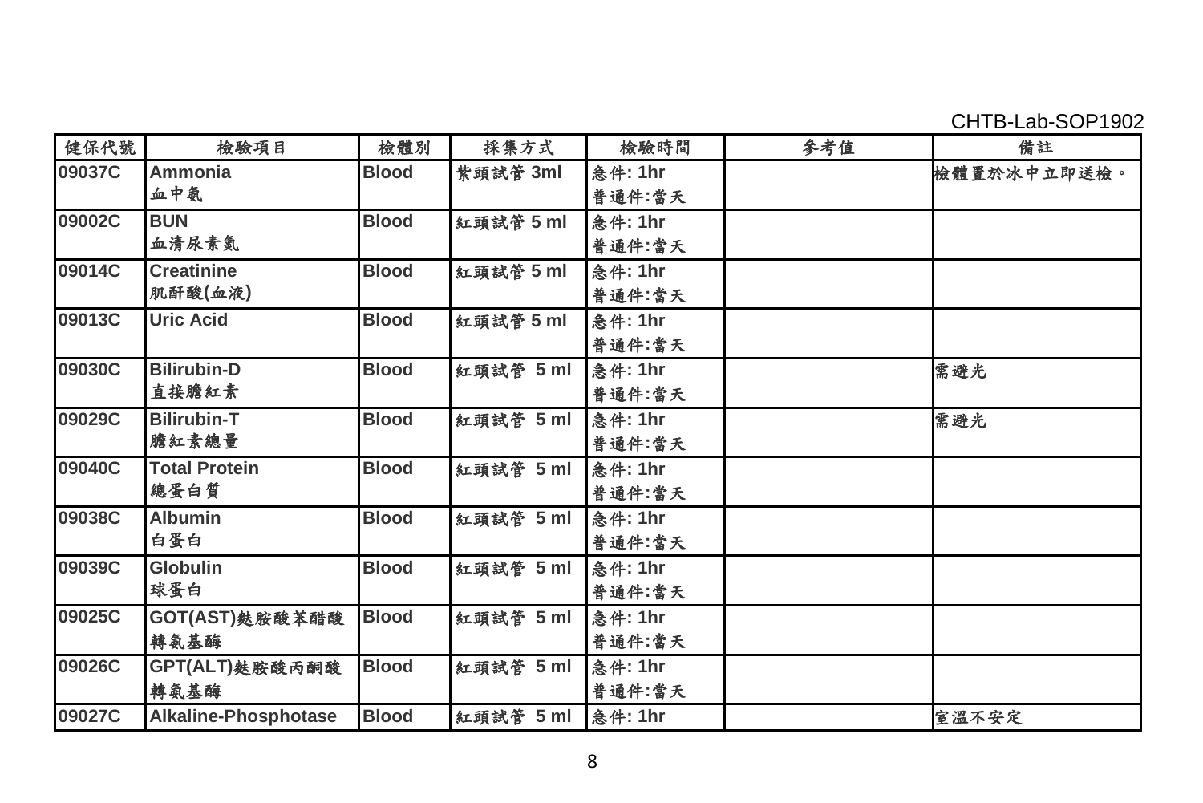CHTB-Lab-SOP1902

| 健保代號 | 檢驗項目 | 檢體別 | 採集方式 | 檢驗時間 | 參考值 | 備註 |
|---|---|---|---|---|---|---|
| 09037C | Ammonia<br>血中氨 | Blood | 紫頭試管 3ml | 急件: 1hr<br>普通件:當天 | | 檢體置於冰中立即送檢。 |
| 09002C | BUN<br>血清尿素氮 | Blood | 紅頭試管 5 ml | 急件: 1hr<br>普通件:當天 | | |
| 09014C | Creatinine<br>肌酐酸(血液) | Blood | 紅頭試管 5 ml | 急件: 1hr<br>普通件:當天 | | |
| 09013C | Uric Acid | Blood | 紅頭試管 5 ml | 急件: 1hr<br>普通件:當天 | | |
| 09030C | Bilirubin-D<br>直接膽紅素 | Blood | 紅頭試管 5 ml | 急件: 1hr<br>普通件:當天 | | 需避光 |
| 09029C | Bilirubin-T<br>膽紅素總量 | Blood | 紅頭試管 5 ml | 急件: 1hr<br>普通件:當天 | | 需避光 |
| 09040C | Total Protein<br>總蛋白質 | Blood | 紅頭試管 5 ml | 急件: 1hr<br>普通件:當天 | | |
| 09038C | Albumin<br>白蛋白 | Blood | 紅頭試管 5 ml | 急件: 1hr<br>普通件:當天 | | |
| 09039C | Globulin<br>球蛋白 | Blood | 紅頭試管 5 ml | 急件: 1hr<br>普通件:當天 | | |
| 09025C | GOT(AST)麩胺酸苯醋酸轉氨基酶 | Blood | 紅頭試管 5 ml | 急件: 1hr<br>普通件:當天 | | |
| 09026C | GPT(ALT)麩胺酸丙酮酸轉氨基酶 | Blood | 紅頭試管 5 ml | 急件: 1hr<br>普通件:當天 | | |
| 09027C | Alkaline-Phosphotase | Blood | 紅頭試管 5 ml | 急件: 1hr | | 室溫不安定 |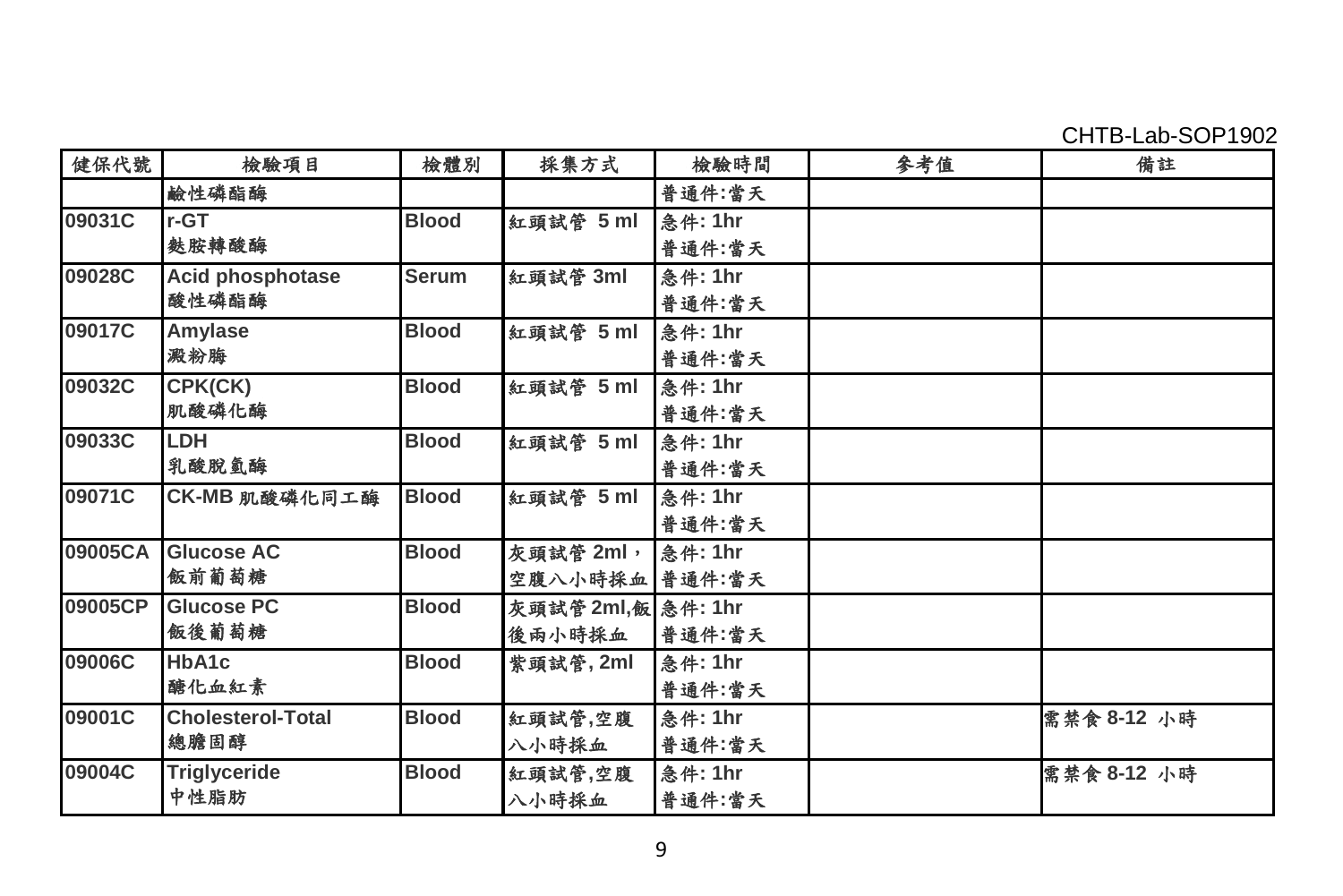CHTB-Lab-SOP1902

| 健保代號 | 檢驗項目 | 檢體別 | 採集方式 | 檢驗時間 | 參考值 | 備註 |
|---|---|---|---|---|---|---|
| | 鹼性磷酯酶 | | | 普通件:當天 | | |
| 09031C | r-GT<br>麩胺轉酸酶 | Blood | 紅頭試管 5 ml | 急件: 1hr<br>普通件:當天 | | |
| 09028C | Acid phosphotase<br>酸性磷酯酶 | Serum | 紅頭試管 3ml | 急件: 1hr<br>普通件:當天 | | |
| 09017C | Amylase<br>澱粉脢 | Blood | 紅頭試管 5 ml | 急件: 1hr<br>普通件:當天 | | |
| 09032C | CPK(CK)<br>肌酸磷化酶 | Blood | 紅頭試管 5 ml | 急件: 1hr<br>普通件:當天 | | |
| 09033C | LDH<br>乳酸脫氫酶 | Blood | 紅頭試管 5 ml | 急件: 1hr<br>普通件:當天 | | |
| 09071C | CK-MB 肌酸磷化同工酶 | Blood | 紅頭試管 5 ml | 急件: 1hr<br>普通件:當天 | | |
| 09005CA | Glucose AC<br>飯前葡萄糖 | Blood | 灰頭試管 2ml，空腹八小時採血 | 急件: 1hr<br>普通件:當天 | | |
| 09005CP | Glucose PC<br>飯後葡萄糖 | Blood | 灰頭試管 2ml,飯後兩小時採血 | 急件: 1hr<br>普通件:當天 | | |
| 09006C | HbA1c<br>醣化血紅素 | Blood | 紫頭試管, 2ml | 急件: 1hr<br>普通件:當天 | | |
| 09001C | Cholesterol-Total<br>總膽固醇 | Blood | 紅頭試管,空腹八小時採血 | 急件: 1hr<br>普通件:當天 | | 需禁食 8-12 小時 |
| 09004C | Triglyceride<br>中性脂肪 | Blood | 紅頭試管,空腹八小時採血 | 急件: 1hr<br>普通件:當天 | | 需禁食 8-12 小時 |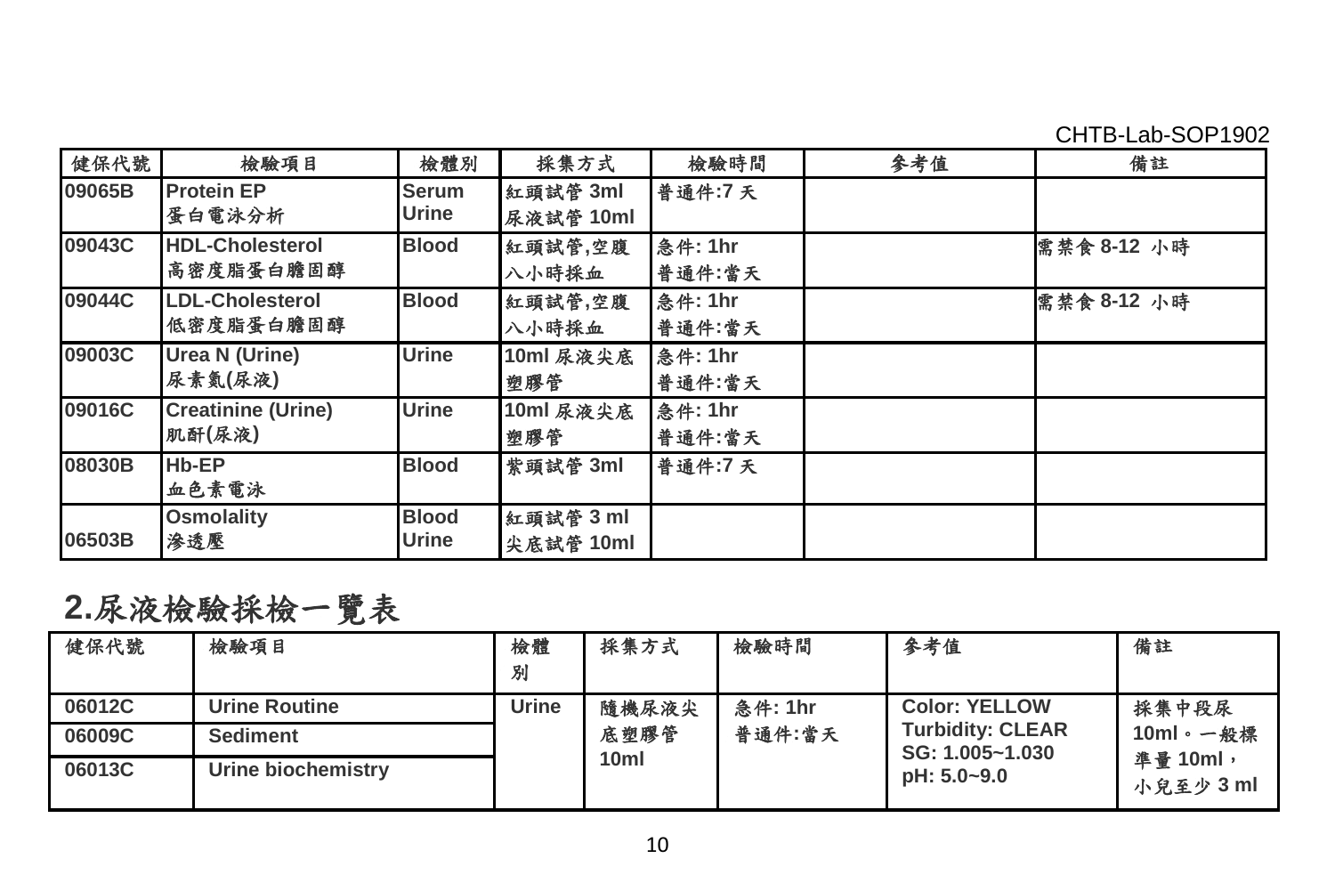| 健保代號 | 檢驗項目 | 檢體別 | 採集方式 | 檢驗時間 | 參考值 | 備註 |
| --- | --- | --- | --- | --- | --- | --- |
| 09065B | Protein EP<br>蛋白電泳分析 | Serum<br>Urine | 紅頭試管 3ml<br>尿液試管 10ml | 普通件:7 天 | | |
| 09043C | HDL-Cholesterol<br>高密度脂蛋白膽固醇 | Blood | 紅頭試管,空腹八小時採血 | 急件: 1hr<br>普通件:當天 | | 需禁食 8-12 小時 |
| 09044C | LDL-Cholesterol<br>低密度脂蛋白膽固醇 | Blood | 紅頭試管,空腹八小時採血 | 急件: 1hr<br>普通件:當天 | | 需禁食 8-12 小時 |
| 09003C | Urea N (Urine)<br>尿素氮(尿液) | Urine | 10ml 尿液尖底塑膠管 | 急件: 1hr<br>普通件:當天 | | |
| 09016C | Creatinine (Urine)<br>肌酐(尿液) | Urine | 10ml 尿液尖底塑膠管 | 急件: 1hr<br>普通件:當天 | | |
| 08030B | Hb-EP<br>血色素電泳 | Blood | 紫頭試管 3ml | 普通件:7 天 | | |
| 06503B | Osmolality<br>滲透壓 | Blood<br>Urine | 紅頭試管 3 ml<br>尖底試管 10ml | | | |

## 2.尿液檢驗採檢一覽表

| 健保代號 | 檢驗項目 | 檢體別 | 採集方式 | 檢驗時間 | 參考值 | 備註 |
| --- | --- | --- | --- | --- | --- | --- |
| 06012C | Urine Routine | Urine | 隨機尿液尖底塑膠管 10ml | 急件: 1hr<br>普通件:當天 | Color: YELLOW<br>Turbidity: CLEAR<br>SG: 1.005~1.030<br>pH: 5.0~9.0 | 採集中段尿 10ml。一般標準量 10ml，小兒至少 3 ml |
| 06009C | Sediment | | | | | |
| 06013C | Urine biochemistry | | | | | |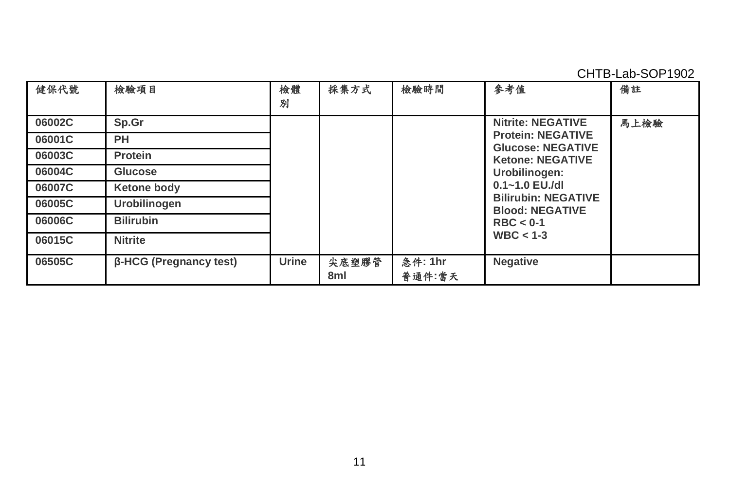CHTB-Lab-SOP1902

| 健保代號 | 檢驗項目 | 檢體別 | 採集方式 | 檢驗時間 | 參考值 | 備註 |
|---|---|---|---|---|---|---|
| 06002C | Sp.Gr | | | | Nitrite: NEGATIVE<br>Protein: NEGATIVE<br>Glucose: NEGATIVE<br>Ketone: NEGATIVE<br>Urobilinogen: 0.1~1.0 EU./dl<br>Bilirubin: NEGATIVE<br>Blood: NEGATIVE<br>RBC < 0-1<br>WBC < 1-3 | 馬上檢驗 |
| 06001C | PH | | | | | |
| 06003C | Protein | | | | | |
| 06004C | Glucose | | | | | |
| 06007C | Ketone body | | | | | |
| 06005C | Urobilinogen | | | | | |
| 06006C | Bilirubin | | | | | |
| 06015C | Nitrite | | | | | |
| 06505C | β-HCG (Pregnancy test) | Urine | 尖底塑膠管 8ml | 急件: 1hr<br>普通件:當天 | Negative | |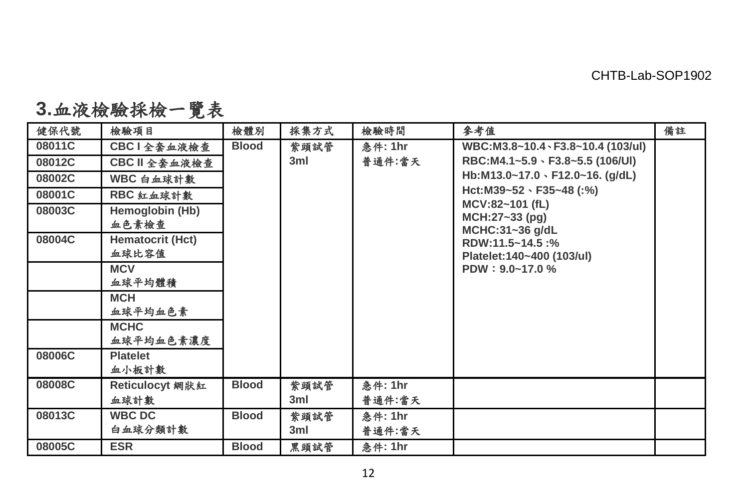CHTB-Lab-SOP1902

## 3.血液檢驗採檢一覽表

| 健保代號 | 檢驗項目 | 檢體別 | 採集方式 | 檢驗時間 | 參考值 | 備註 |
|---|---|---|---|---|---|---|
| 08011C | CBC I 全套血液檢查 | Blood | 紫頭試管 3ml | 急件: 1hr 普通件:當天 | WBC:M3.8~10.4、F3.8~10.4 (103/ul) RBC:M4.1~5.9、F3.8~5.5 (106/Ul) Hb:M13.0~17.0、F12.0~16. (g/dL) Hct:M39~52、F35~48 (:%) MCV:82~101 (fL) MCH:27~33 (pg) MCHC:31~36 g/dL RDW:11.5~14.5 :% Platelet:140~400 (103/ul) PDW：9.0~17.0 % | |
| 08012C | CBC II 全套血液檢查 | | | | | |
| 08002C | WBC 白血球計數 | | | | | |
| 08001C | RBC 紅血球計數 | | | | | |
| 08003C | Hemoglobin (Hb) 血色素檢查 | | | | | |
| 08004C | Hematocrit (Hct) 血球比容值 | | | | | |
| | MCV 血球平均體積 | | | | | |
| | MCH 血球平均血色素 | | | | | |
| | MCHC 血球平均血色素濃度 | | | | | |
| 08006C | Platelet 血小板計數 | | | | | |
| 08008C | Reticulocyt 網狀紅血球計數 | Blood | 紫頭試管 3ml | 急件: 1hr 普通件:當天 | | |
| 08013C | WBC DC 白血球分類計數 | Blood | 紫頭試管 3ml | 急件: 1hr 普通件:當天 | | |
| 08005C | ESR | Blood | 黑頭試管 | 急件: 1hr | | |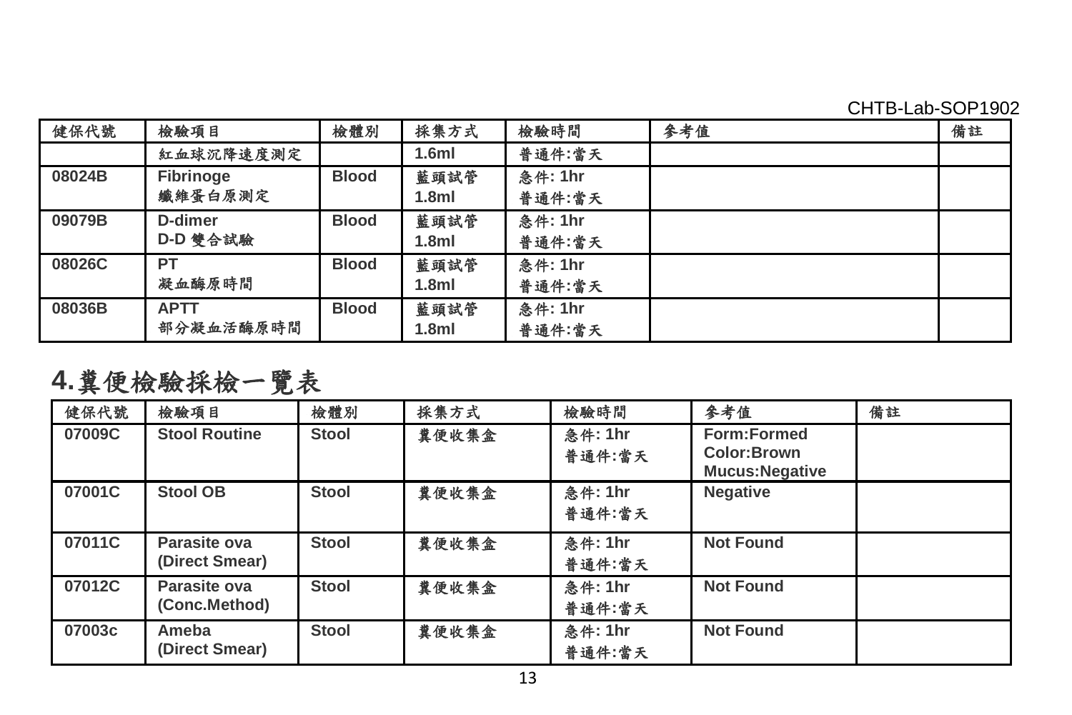CHTB-Lab-SOP1902

| 健保代號 | 檢驗項目 | 檢體別 | 採集方式 | 檢驗時間 | 參考值 | 備註 |
|---|---|---|---|---|---|---|
| | 紅血球沉降速度測定 | | 1.6ml | 普通件:當天 | | |
| 08024B | Fibrinoge<br>纖維蛋白原測定 | Blood | 藍頭試管<br>1.8ml | 急件: 1hr<br>普通件:當天 | | |
| 09079B | D-dimer<br>D-D 雙合試驗 | Blood | 藍頭試管<br>1.8ml | 急件: 1hr<br>普通件:當天 | | |
| 08026C | PT<br>凝血酶原時間 | Blood | 藍頭試管<br>1.8ml | 急件: 1hr<br>普通件:當天 | | |
| 08036B | APTT<br>部分凝血活酶原時間 | Blood | 藍頭試管<br>1.8ml | 急件: 1hr<br>普通件:當天 | | |

## 4.糞便檢驗採檢一覽表

| 健保代號 | 檢驗項目 | 檢體別 | 採集方式 | 檢驗時間 | 參考值 | 備註 |
|---|---|---|---|---|---|---|
| 07009C | Stool Routine | Stool | 糞便收集盒 | 急件: 1hr<br>普通件:當天 | Form:Formed<br>Color:Brown<br>Mucus:Negative | |
| 07001C | Stool OB | Stool | 糞便收集盒 | 急件: 1hr<br>普通件:當天 | Negative | |
| 07011C | Parasite ova<br>(Direct Smear) | Stool | 糞便收集盒 | 急件: 1hr<br>普通件:當天 | Not Found | |
| 07012C | Parasite ova<br>(Conc.Method) | Stool | 糞便收集盒 | 急件: 1hr<br>普通件:當天 | Not Found | |
| 07003c | Ameba<br>(Direct Smear) | Stool | 糞便收集盒 | 急件: 1hr<br>普通件:當天 | Not Found | |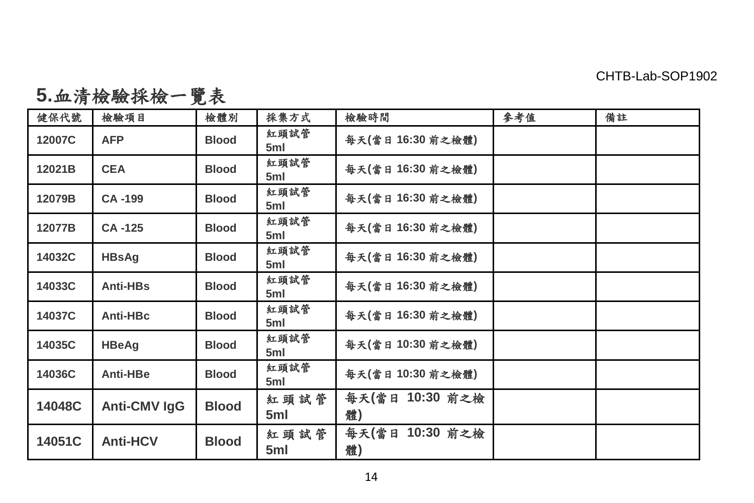## 5.血清檢驗採檢一覽表

| 健保代號 | 檢驗項目 | 檢體別 | 採集方式 | 檢驗時間 | 參考值 | 備註 |
|---|---|---|---|---|---|---|
| 12007C | AFP | Blood | 紅頭試管 5ml | 每天(當日 16:30 前之檢體) | | |
| 12021B | CEA | Blood | 紅頭試管 5ml | 每天(當日 16:30 前之檢體) | | |
| 12079B | CA -199 | Blood | 紅頭試管 5ml | 每天(當日 16:30 前之檢體) | | |
| 12077B | CA -125 | Blood | 紅頭試管 5ml | 每天(當日 16:30 前之檢體) | | |
| 14032C | HBsAg | Blood | 紅頭試管 5ml | 每天(當日 16:30 前之檢體) | | |
| 14033C | Anti-HBs | Blood | 紅頭試管 5ml | 每天(當日 16:30 前之檢體) | | |
| 14037C | Anti-HBc | Blood | 紅頭試管 5ml | 每天(當日 16:30 前之檢體) | | |
| 14035C | HBeAg | Blood | 紅頭試管 5ml | 每天(當日 10:30 前之檢體) | | |
| 14036C | Anti-HBe | Blood | 紅頭試管 5ml | 每天(當日 10:30 前之檢體) | | |
| 14048C | Anti-CMV IgG | Blood | 紅頭試管 5ml | 每天(當日 10:30 前之檢體) | | |
| 14051C | Anti-HCV | Blood | 紅頭試管 5ml | 每天(當日 10:30 前之檢體) | | |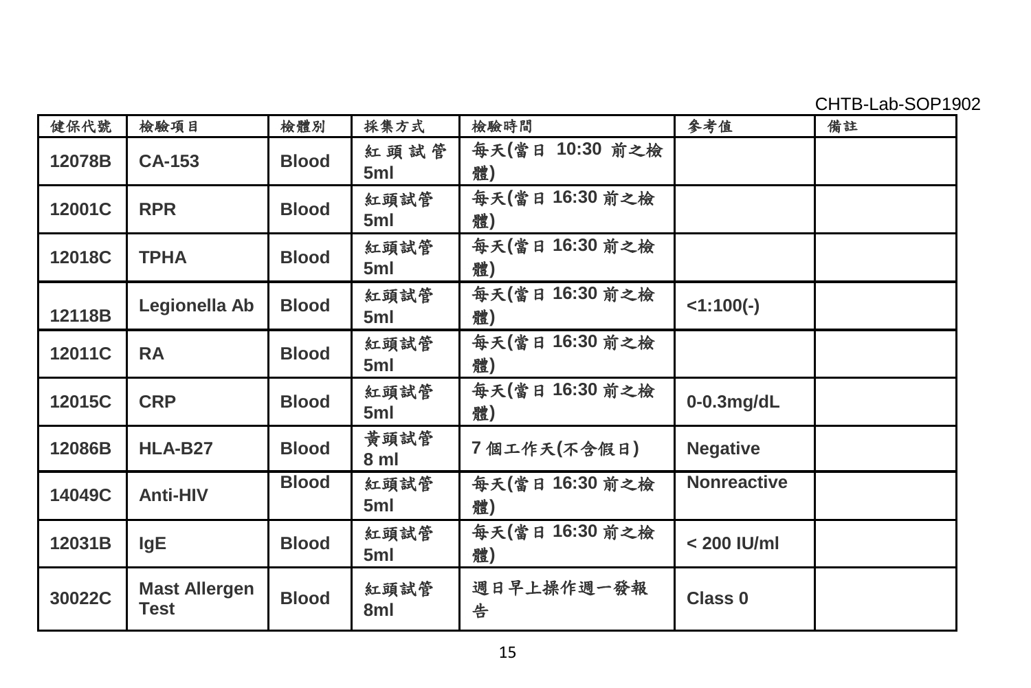CHTB-Lab-SOP1902

| 健保代號 | 檢驗項目 | 檢體別 | 採集方式 | 檢驗時間 | 參考值 | 備註 |
| --- | --- | --- | --- | --- | --- | --- |
| 12078B | CA-153 | Blood | 紅頭試管 5ml | 每天(當日 10:30 前之檢體) | | |
| 12001C | RPR | Blood | 紅頭試管 5ml | 每天(當日 16:30 前之檢體) | | |
| 12018C | TPHA | Blood | 紅頭試管 5ml | 每天(當日 16:30 前之檢體) | | |
| 12118B | Legionella Ab | Blood | 紅頭試管 5ml | 每天(當日 16:30 前之檢體) | <1:100(-) | |
| 12011C | RA | Blood | 紅頭試管 5ml | 每天(當日 16:30 前之檢體) | | |
| 12015C | CRP | Blood | 紅頭試管 5ml | 每天(當日 16:30 前之檢體) | 0-0.3mg/dL | |
| 12086B | HLA-B27 | Blood | 黃頭試管 8 ml | 7 個工作天(不含假日) | Negative | |
| 14049C | Anti-HIV | Blood | 紅頭試管 5ml | 每天(當日 16:30 前之檢體) | Nonreactive | |
| 12031B | IgE | Blood | 紅頭試管 5ml | 每天(當日 16:30 前之檢體) | < 200 IU/ml | |
| 30022C | Mast Allergen Test | Blood | 紅頭試管 8ml | 週日早上操作週一發報告 | Class 0 | |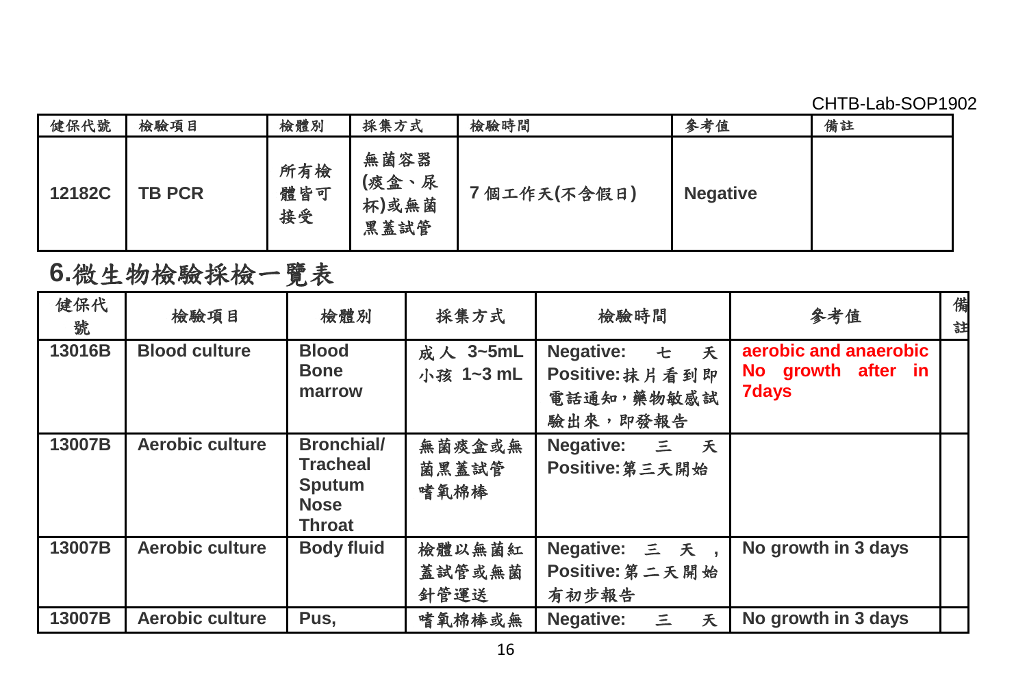CHTB-Lab-SOP1902

| 健保代號 | 檢驗項目 | 檢體別 | 採集方式 | 檢驗時間 | 參考值 | 備註 |
| --- | --- | --- | --- | --- | --- | --- |
| 12182C | TB PCR | 所有檢體皆可接受 | 無菌容器(痰盒、尿杯)或無菌黑蓋試管 | 7個工作天(不含假日) | Negative | |

## 6.微生物檢驗採檢一覽表

| 健保代號 | 檢驗項目 | 檢體別 | 採集方式 | 檢驗時間 | 參考值 | 備註 |
| --- | --- | --- | --- | --- | --- | --- |
| 13016B | Blood culture | Blood<br>Bone marrow | 成人 3~5mL<br>小孩 1~3 mL | Negative: 七天<br>Positive:抹片看到即電話通知，藥物敏感試驗出來，即發報告 | aerobic and anaerobic No growth after in 7days | |
| 13007B | Aerobic culture | Bronchial/<br>Tracheal<br>Sputum<br>Nose<br>Throat | 無菌痰盒或無菌黑蓋試管<br>嗜氧棉棒 | Negative: 三天<br>Positive:第三天開始 | | |
| 13007B | Aerobic culture | Body fluid | 檢體以無菌紅蓋試管或無菌針管運送 | Negative: 三天，<br>Positive:第二天開始有初步報告 | No growth in 3 days | |
| 13007B | Aerobic culture | Pus, | 嗜氧棉棒或無 | Negative: 三天 | No growth in 3 days | |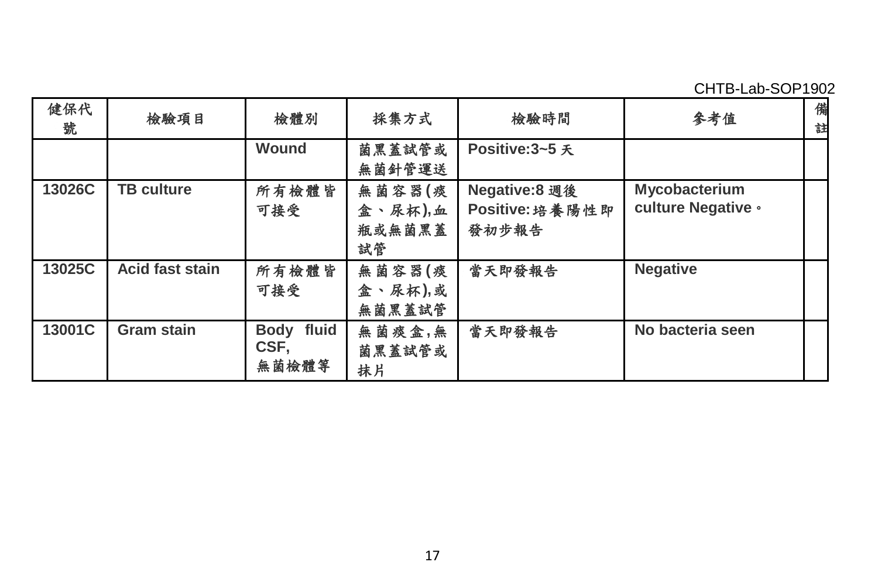| 健保代號 | 檢驗項目 | 檢體別 | 採集方式 | 檢驗時間 | 參考值 | 備註 |
| --- | --- | --- | --- | --- | --- | --- |
| | | **Wound** | 菌黑蓋試管或無菌針管運送 | **Positive:3~5** 天 | | |
| **13026C** | **TB culture** | 所有檢體皆可接受 | 無菌容器(痰盒、尿杯),血瓶或無菌黑蓋試管 | **Negative:8** 週後<br>**Positive:**培養陽性即發初步報告 | **Mycobacterium culture Negative**。 | |
| **13025C** | **Acid fast stain** | 所有檢體皆可接受 | 無菌容器(痰盒、尿杯),或無菌黑蓋試管 | 當天即發報告 | **Negative** | |
| **13001C** | **Gram stain** | **Body fluid CSF,**<br>無菌檢體等 | 無菌痰盒,無菌黑蓋試管或抹片 | 當天即發報告 | **No bacteria seen** | |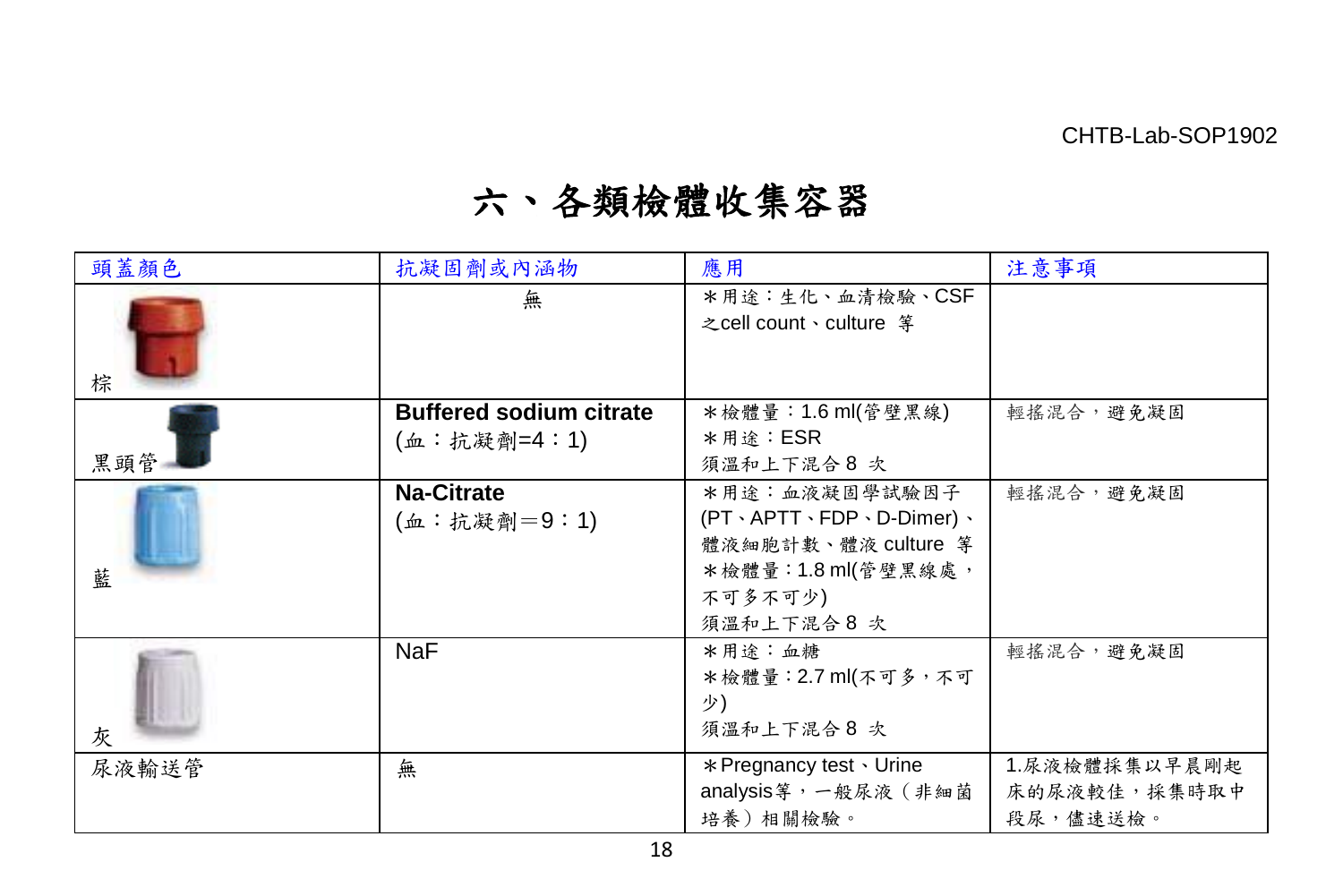# 六、各類檢體收集容器

| 頭蓋顏色 | 抗凝固劑或內涵物 | 應用 | 注意事項 |
| --- | --- | --- | --- |
| 棕 | 無 | ＊用途：生化、血清檢驗、CSF 之cell count、culture 等 | |
| 黑頭管 | **Buffered sodium citrate**<br>(血：抗凝劑=4：1) | ＊檢體量：1.6 ml(管壁黑線)<br>＊用途：ESR<br>須溫和上下混合 8 次 | 輕搖混合，避免凝固 |
| 藍 | **Na-Citrate**<br>(血：抗凝劑＝9：1) | ＊用途：血液凝固學試驗因子(PT、APTT、FDP、D-Dimer)、體液細胞計數、體液 culture 等<br>＊檢體量：1.8 ml(管壁黑線處，不可多不可少)<br>須溫和上下混合 8 次 | 輕搖混合，避免凝固 |
| 灰 | NaF | ＊用途：血糖<br>＊檢體量：2.7 ml(不可多，不可少)<br>須溫和上下混合 8 次 | 輕搖混合，避免凝固 |
| 尿液輸送管 | 無 | ＊Pregnancy test、Urine analysis等，一般尿液（非細菌培養）相關檢驗。 | 1.尿液檢體採集以早晨剛起床的尿液較佳，採集時取中段尿，儘速送檢。 |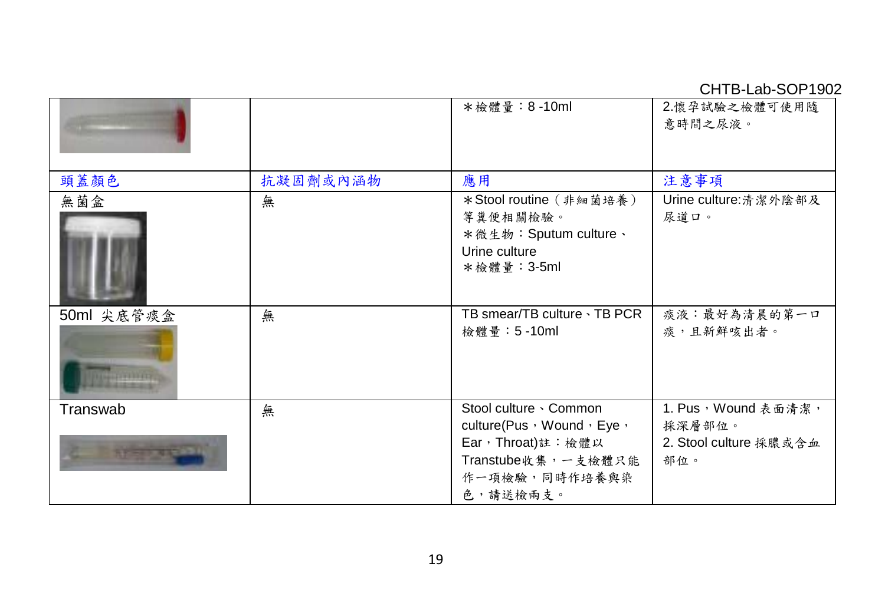| | | *檢體量：8 -10ml | 2.懷孕試驗之檢體可使用隨意時間之尿液。 |
|---|---|---|---|
| 頭蓋顏色 | 抗凝固劑或內涵物 | 應用 | 注意事項 |
| 無菌盒 | 無 | *Stool routine（非細菌培養）等糞便相關檢驗。<br>*微生物：Sputum culture、Urine culture<br>*檢體量：3-5ml | Urine culture:清潔外陰部及尿道口。 |
| 50ml 尖底管痰盒 | 無 | TB smear/TB culture、TB PCR<br>檢體量：5 -10ml | 痰液：最好為清晨的第一口痰，且新鮮咳出者。 |
| Transwab | 無 | Stool culture、Common culture(Pus，Wound，Eye，Ear，Throat)註：檢體以Transtube收集，一支檢體只能作一項檢驗，同時作培養與染色，請送檢兩支。 | 1. Pus，Wound 表面清潔，採深層部位。<br>2. Stool culture 採膿或含血部位。 |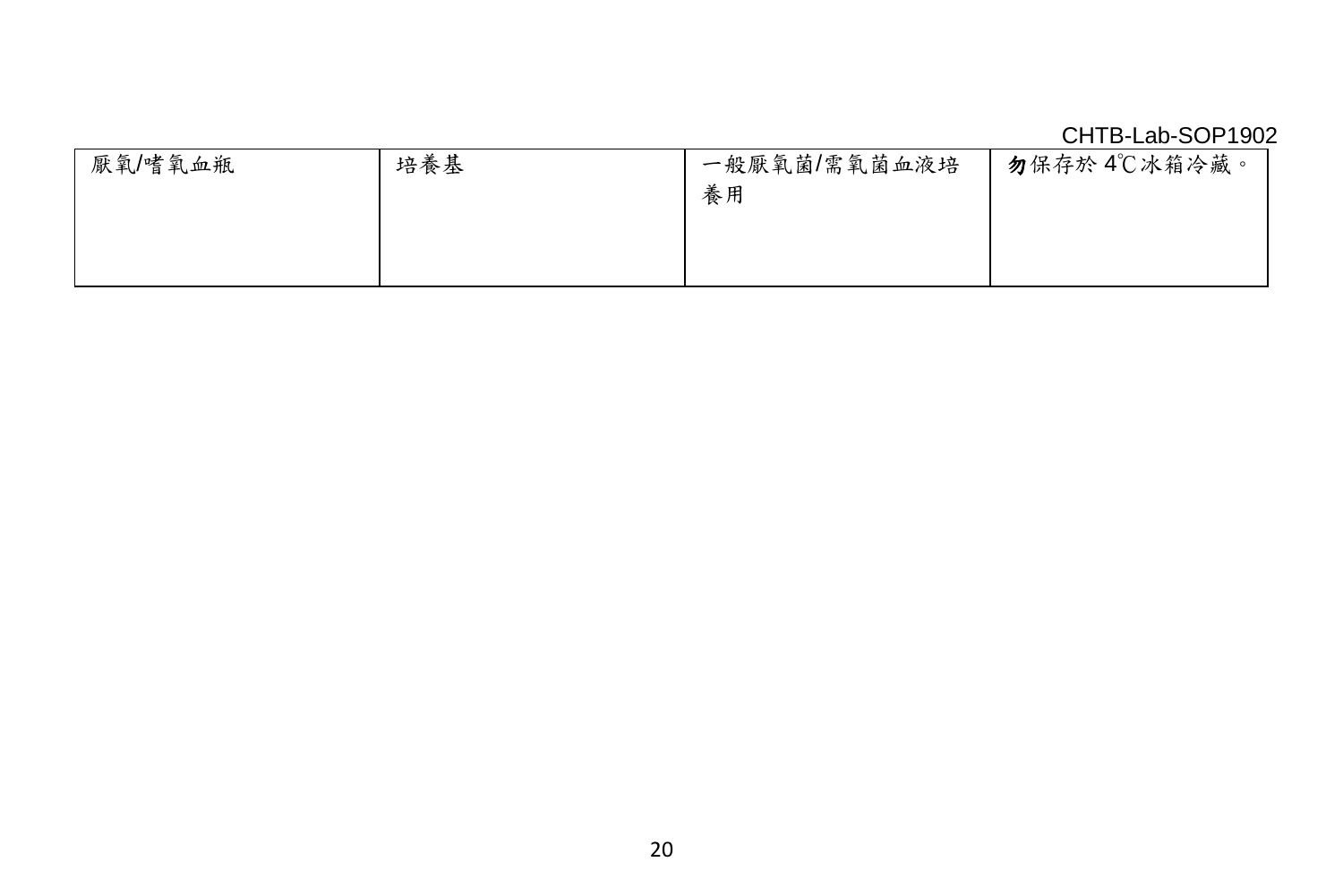| 厭氧/嗜氧血瓶 | 培養基 | 一般厭氧菌/需氧菌血液培養用 | **勿**保存於 4℃冰箱冷藏。 |
| --- | --- | --- | --- |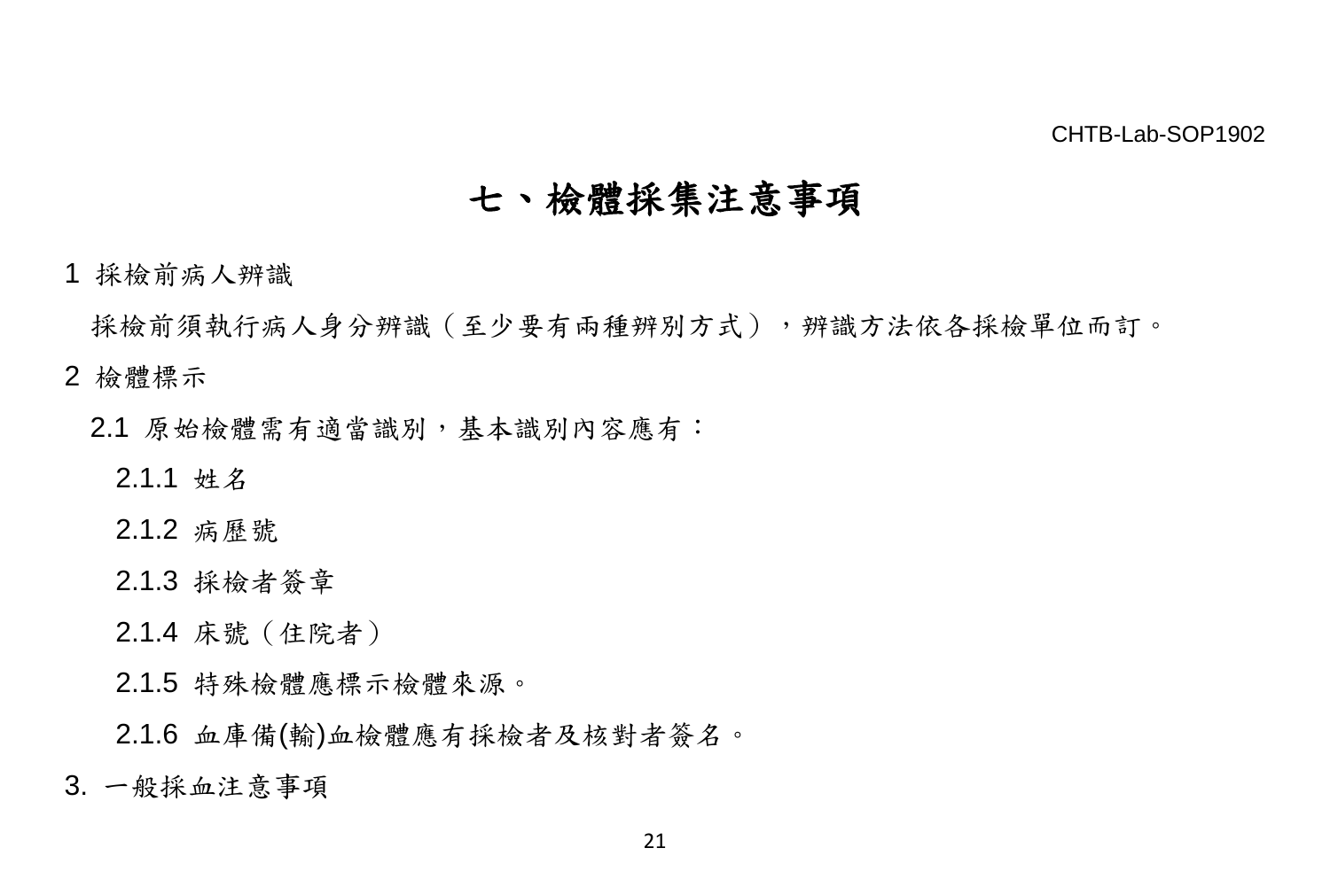# 七、檢體採集注意事項

1 採檢前病人辨識

採檢前須執行病人身分辨識（至少要有兩種辨別方式），辨識方法依各採檢單位而訂。

2 檢體標示

2.1 原始檢體需有適當識別，基本識別內容應有：

2.1.1 姓名

2.1.2 病歷號

2.1.3 採檢者簽章

2.1.4 床號（住院者）

2.1.5 特殊檢體應標示檢體來源。

2.1.6 血庫備(輸)血檢體應有採檢者及核對者簽名。

3. 一般採血注意事項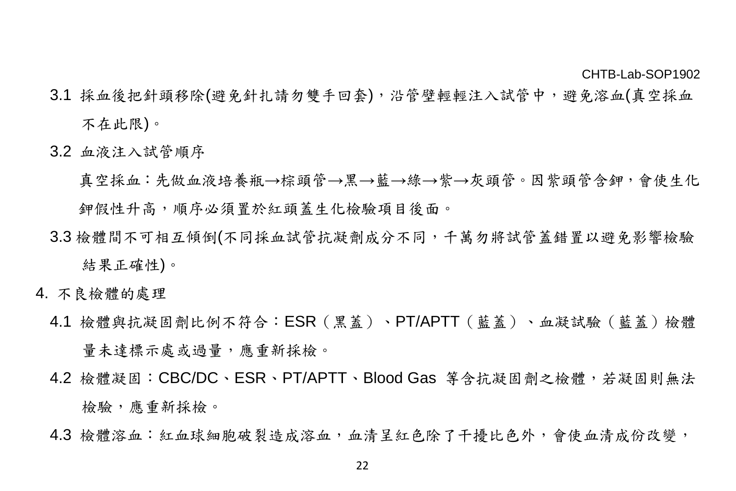3.1 採血後把針頭移除(避免針扎請勿雙手回套)，沿管壁輕輕注入試管中，避免溶血(真空採血不在此限)。

3.2 血液注入試管順序

真空採血：先做血液培養瓶→棕頭管→黑→藍→綠→紫→灰頭管。因紫頭管含鉀，會使生化鉀假性升高，順序必須置於紅頭蓋生化檢驗項目後面。

3.3 檢體間不可相互傾倒(不同採血試管抗凝劑成分不同，千萬勿將試管蓋錯置以避免影響檢驗結果正確性)。

4. 不良檢體的處理

4.1 檢體與抗凝固劑比例不符合：ESR（黑蓋）、PT/APTT（藍蓋）、血凝試驗（藍蓋）檢體量未達標示處或過量，應重新採檢。

4.2 檢體凝固：CBC/DC、ESR、PT/APTT、Blood Gas 等含抗凝固劑之檢體，若凝固則無法檢驗，應重新採檢。

4.3 檢體溶血：紅血球細胞破裂造成溶血，血清呈紅色除了干擾比色外，會使血清成份改變，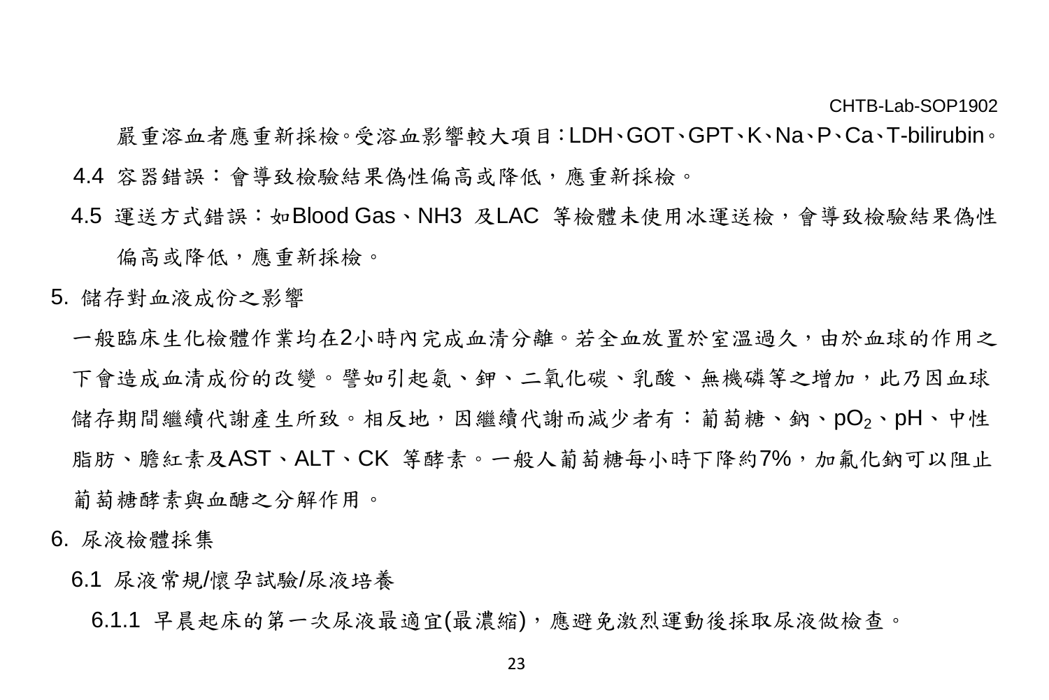嚴重溶血者應重新採檢。受溶血影響較大項目：LDH、GOT、GPT、K、Na、P、Ca、T-bilirubin。

4.4 容器錯誤：會導致檢驗結果偽性偏高或降低，應重新採檢。

4.5 運送方式錯誤：如Blood Gas、NH3 及LAC 等檢體未使用冰運送檢，會導致檢驗結果偽性偏高或降低，應重新採檢。

5. 儲存對血液成份之影響

一般臨床生化檢體作業均在2小時內完成血清分離。若全血放置於室溫過久，由於血球的作用之下會造成血清成份的改變。譬如引起氨、鉀、二氧化碳、乳酸、無機磷等之增加，此乃因血球儲存期間繼續代謝產生所致。相反地，因繼續代謝而減少者有：葡萄糖、鈉、$pO_2$、pH、中性脂肪、膽紅素及AST、ALT、CK 等酵素。一般人葡萄糖每小時下降約7%，加氟化鈉可以阻止葡萄糖酵素與血醣之分解作用。

6. 尿液檢體採集

6.1 尿液常規/懷孕試驗/尿液培養

6.1.1 早晨起床的第一次尿液最適宜(最濃縮)，應避免激烈運動後採取尿液做檢查。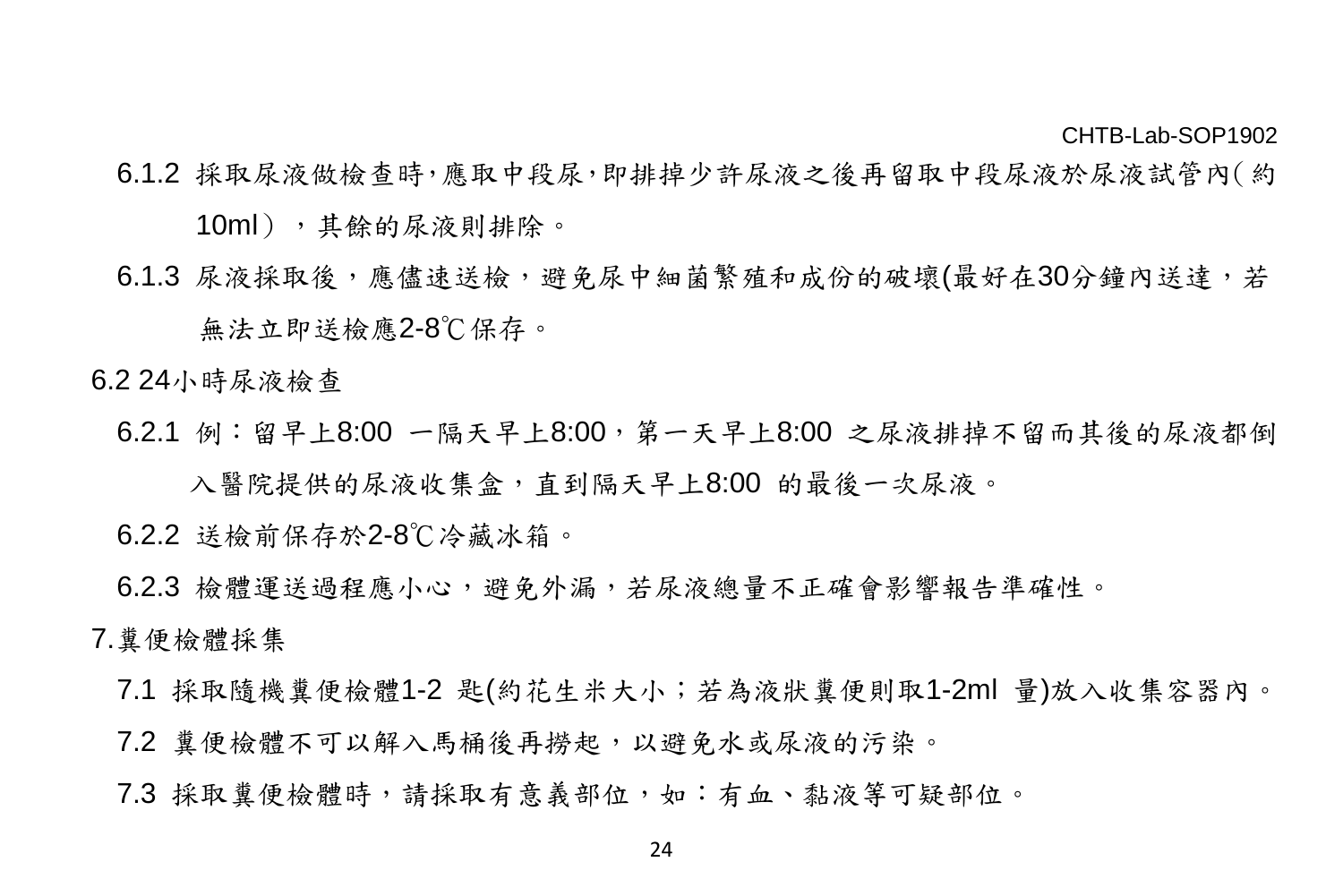6.1.2 採取尿液做檢查時,應取中段尿,即排掉少許尿液之後再留取中段尿液於尿液試管內(約10ml），其餘的尿液則排除。

6.1.3 尿液採取後，應儘速送檢，避免尿中細菌繁殖和成份的破壞(最好在30分鐘內送達，若無法立即送檢應2-8℃保存。

6.2 24小時尿液檢查

6.2.1 例：留早上8:00 一隔天早上8:00，第一天早上8:00 之尿液排掉不留而其後的尿液都倒入醫院提供的尿液收集盒，直到隔天早上8:00 的最後一次尿液。

6.2.2 送檢前保存於2-8℃冷藏冰箱。

6.2.3 檢體運送過程應小心，避免外漏，若尿液總量不正確會影響報告準確性。

7.糞便檢體採集

7.1 採取隨機糞便檢體1-2 匙(約花生米大小；若為液狀糞便則取1-2ml 量)放入收集容器內。

7.2 糞便檢體不可以解入馬桶後再撈起，以避免水或尿液的污染。

7.3 採取糞便檢體時，請採取有意義部位，如：有血、黏液等可疑部位。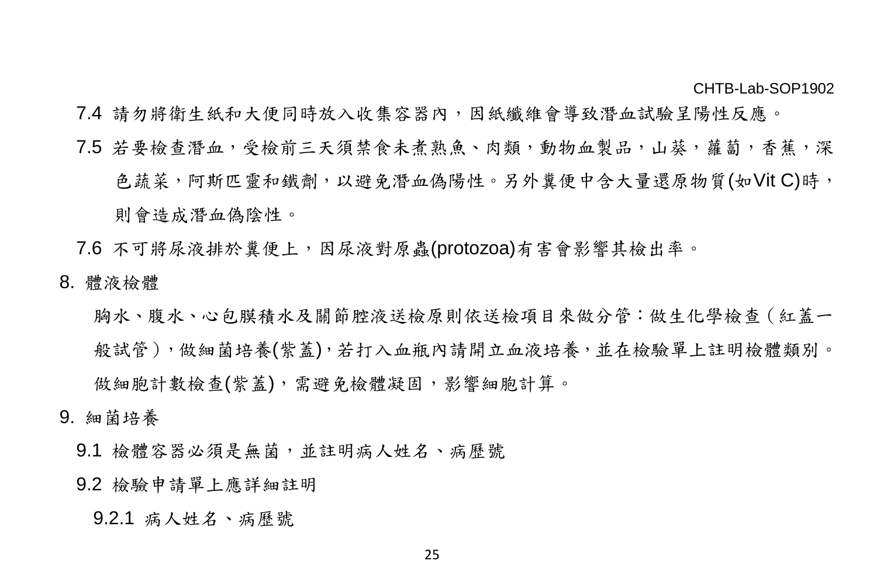7.4 請勿將衛生紙和大便同時放入收集容器內，因紙纖維會導致潛血試驗呈陽性反應。

7.5 若要檢查潛血，受檢前三天須禁食未煮熟魚、肉類，動物血製品，山葵，蘿蔔，香蕉，深色蔬菜，阿斯匹靈和鐵劑，以避免潛血偽陽性。另外糞便中含大量還原物質(如Vit C)時，則會造成潛血偽陰性。

7.6 不可將尿液排於糞便上，因尿液對原蟲(protozoa)有害會影響其檢出率。

8. 體液檢體

胸水、腹水、心包膜積水及關節腔液送檢原則依送檢項目來做分管：做生化學檢查（紅蓋一般試管），做細菌培養(紫蓋)，若打入血瓶內請開立血液培養，並在檢驗單上註明檢體類別。做細胞計數檢查(紫蓋)，需避免檢體凝固，影響細胞計算。

9. 細菌培養

9.1 檢體容器必須是無菌，並註明病人姓名、病歷號

9.2 檢驗申請單上應詳細註明

9.2.1 病人姓名、病歷號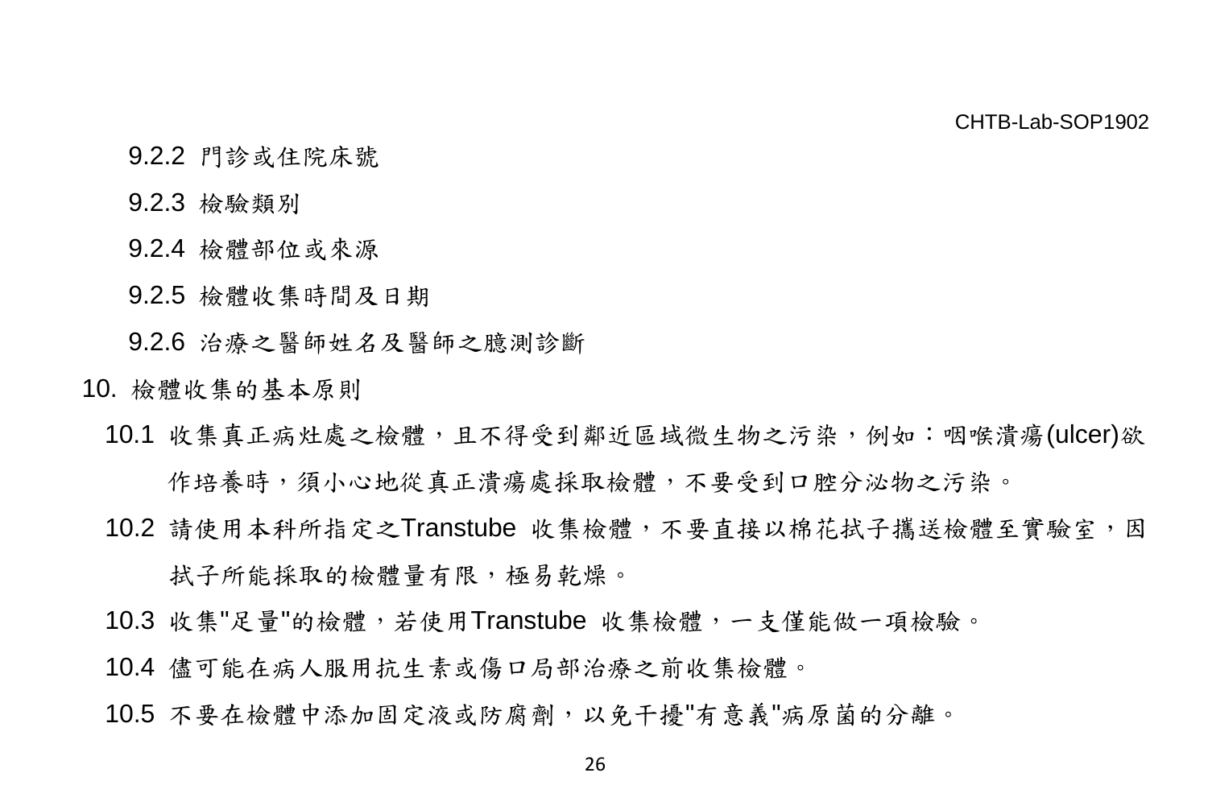9.2.2 門診或住院床號

9.2.3 檢驗類別

9.2.4 檢體部位或來源

9.2.5 檢體收集時間及日期

9.2.6 治療之醫師姓名及醫師之臆測診斷

10. 檢體收集的基本原則

10.1 收集真正病灶處之檢體，且不得受到鄰近區域微生物之污染，例如：咽喉潰瘍(ulcer)欲作培養時，須小心地從真正潰瘍處採取檢體，不要受到口腔分泌物之污染。

10.2 請使用本科所指定之Transtube 收集檢體，不要直接以棉花拭子攜送檢體至實驗室，因拭子所能採取的檢體量有限，極易乾燥。

10.3 收集"足量"的檢體，若使用Transtube 收集檢體，一支僅能做一項檢驗。

10.4 儘可能在病人服用抗生素或傷口局部治療之前收集檢體。

10.5 不要在檢體中添加固定液或防腐劑，以免干擾"有意義"病原菌的分離。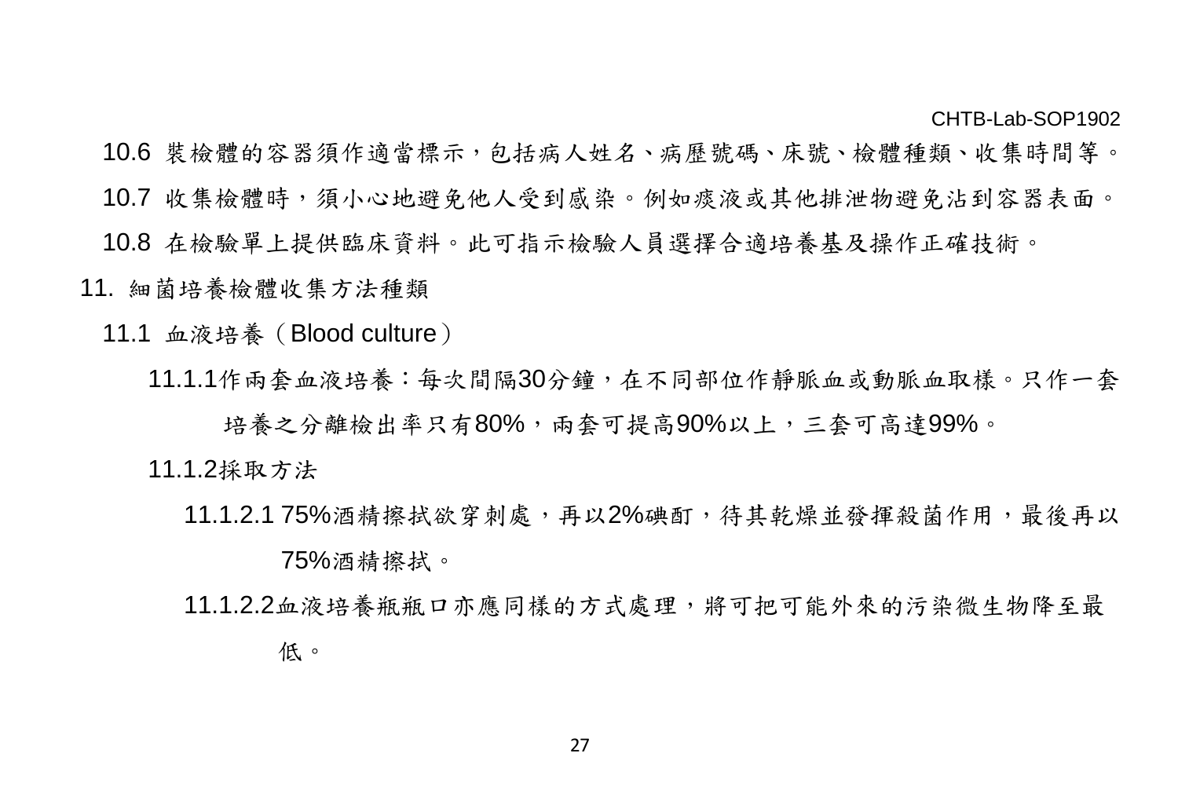10.6 裝檢體的容器須作適當標示，包括病人姓名、病歷號碼、床號、檢體種類、收集時間等。

10.7 收集檢體時，須小心地避免他人受到感染。例如痰液或其他排泄物避免沾到容器表面。

10.8 在檢驗單上提供臨床資料。此可指示檢驗人員選擇合適培養基及操作正確技術。

11. 細菌培養檢體收集方法種類

11.1 血液培養（Blood culture）

11.1.1作兩套血液培養：每次間隔30分鐘，在不同部位作靜脈血或動脈血取樣。只作一套培養之分離檢出率只有80%，兩套可提高90%以上，三套可高達99%。

11.1.2採取方法

11.1.2.1 75%酒精擦拭欲穿刺處，再以2%碘酊，待其乾燥並發揮殺菌作用，最後再以75%酒精擦拭。

11.1.2.2血液培養瓶瓶口亦應同樣的方式處理，將可把可能外來的污染微生物降至最低。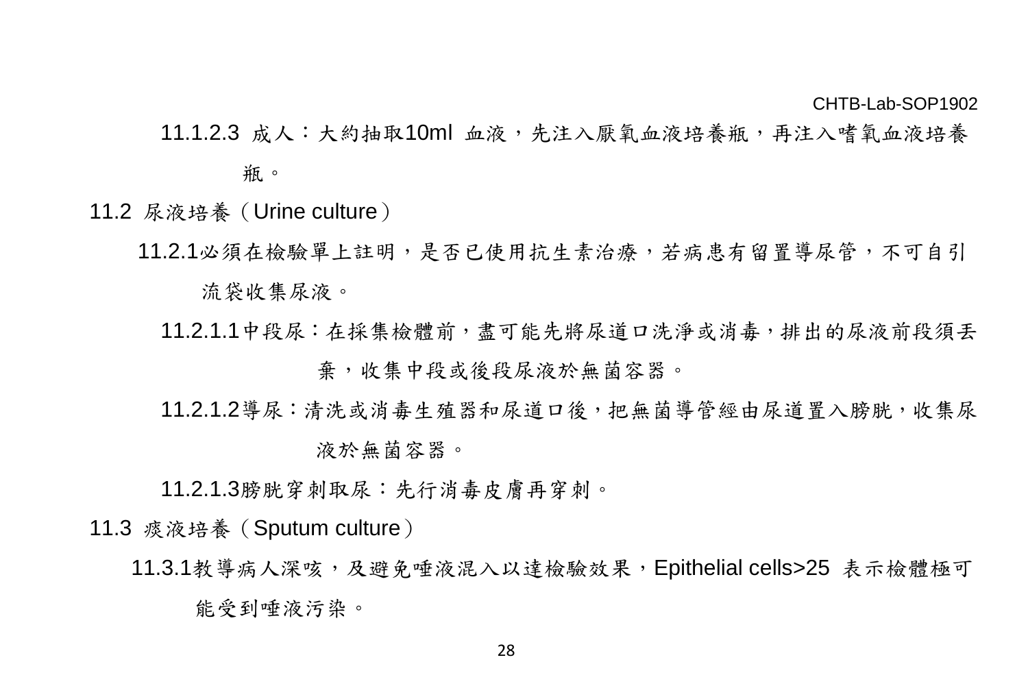11.1.2.3 成人：大約抽取10ml 血液，先注入厭氧血液培養瓶，再注入嗜氧血液培養瓶。

11.2 尿液培養（Urine culture）

11.2.1必須在檢驗單上註明，是否已使用抗生素治療，若病患有留置導尿管，不可自引流袋收集尿液。

11.2.1.1中段尿：在採集檢體前，盡可能先將尿道口洗淨或消毒，排出的尿液前段須丟棄，收集中段或後段尿液於無菌容器。

11.2.1.2導尿：清洗或消毒生殖器和尿道口後，把無菌導管經由尿道置入膀胱，收集尿液於無菌容器。

11.2.1.3膀胱穿刺取尿：先行消毒皮膚再穿刺。

11.3 痰液培養（Sputum culture）

11.3.1教導病人深咳，及避免唾液混入以達檢驗效果，Epithelial cells>25 表示檢體極可能受到唾液污染。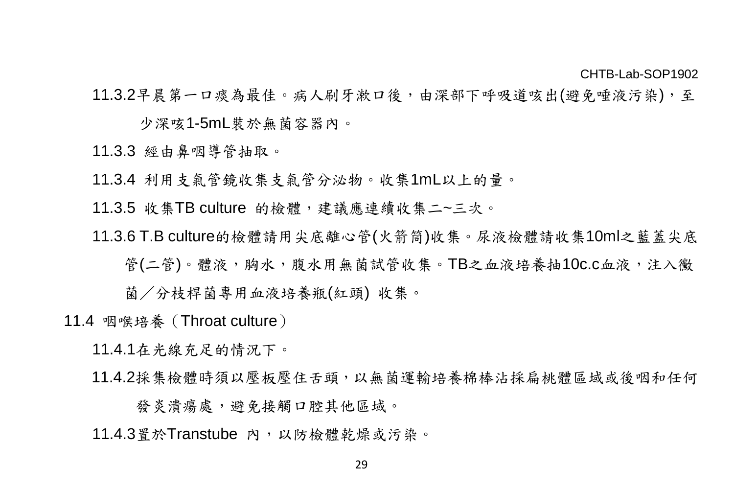11.3.2早晨第一口痰為最佳。病人刷牙漱口後，由深部下呼吸道咳出(避免唾液污染)，至少深咳1-5mL裝於無菌容器內。

11.3.3 經由鼻咽導管抽取。

11.3.4 利用支氣管鏡收集支氣管分泌物。收集1mL以上的量。

11.3.5 收集TB culture 的檢體，建議應連續收集二~三次。

11.3.6 T.B culture的檢體請用尖底離心管(火箭筒)收集。尿液檢體請收集10ml之藍蓋尖底管(二管)。體液，胸水，腹水用無菌試管收集。TB之血液培養抽10c.c血液，注入黴菌／分枝桿菌專用血液培養瓶(紅頭) 收集。

11.4 咽喉培養（Throat culture）

11.4.1在光線充足的情況下。

11.4.2採集檢體時須以壓板壓住舌頭，以無菌運輸培養棉棒沾採扁桃體區域或後咽和任何發炎潰瘍處，避免接觸口腔其他區域。

11.4.3置於Transtube 內，以防檢體乾燥或污染。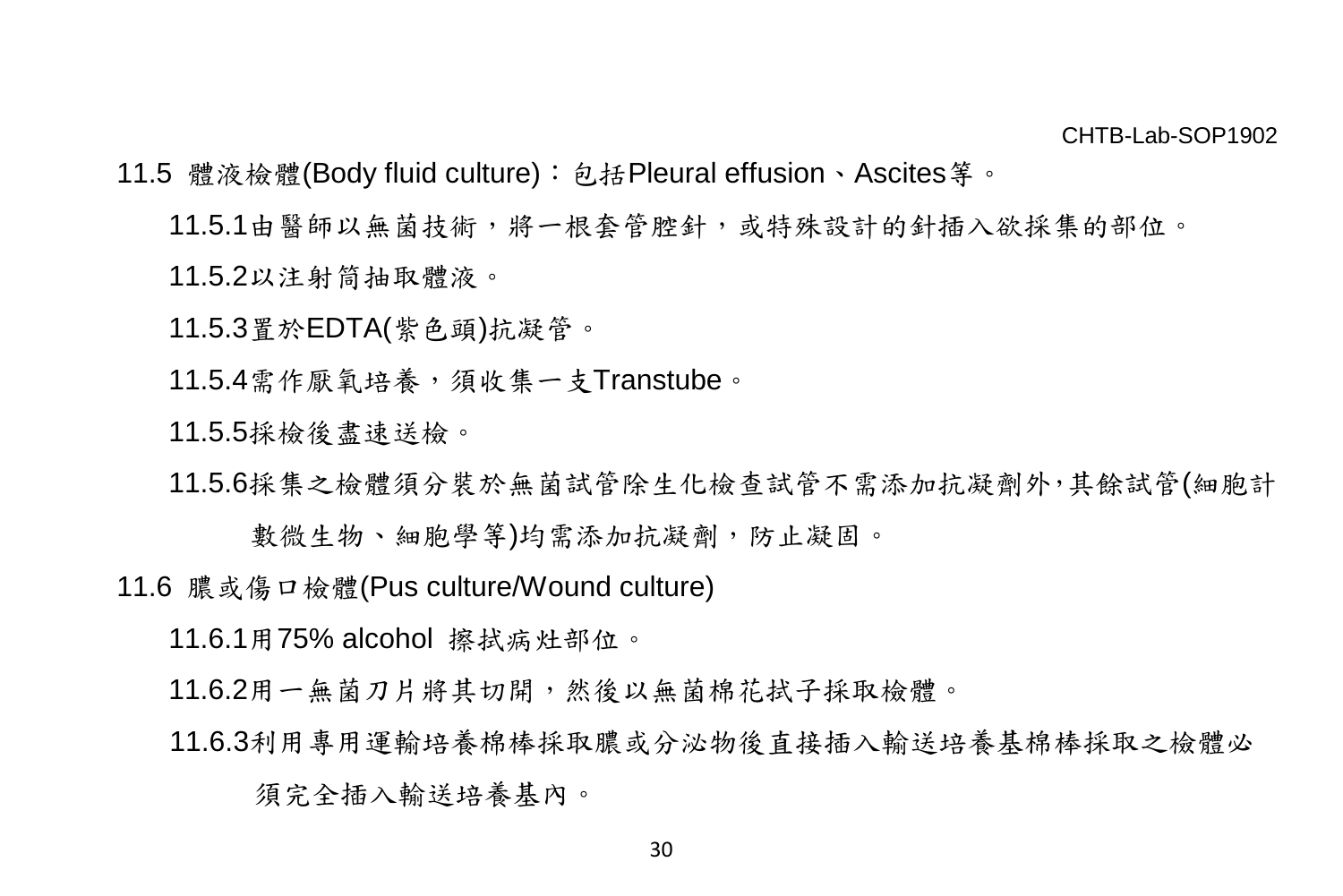11.5 體液檢體(Body fluid culture)：包括Pleural effusion、Ascites等。

11.5.1由醫師以無菌技術，將一根套管腔針，或特殊設計的針插入欲採集的部位。

11.5.2以注射筒抽取體液。

11.5.3置於EDTA(紫色頭)抗凝管。

11.5.4需作厭氧培養，須收集一支Transtube。

11.5.5採檢後盡速送檢。

11.5.6採集之檢體須分裝於無菌試管除生化檢查試管不需添加抗凝劑外,其餘試管(細胞計數微生物、細胞學等)均需添加抗凝劑，防止凝固。

11.6 膿或傷口檢體(Pus culture/Wound culture)

11.6.1用75% alcohol 擦拭病灶部位。

11.6.2用一無菌刀片將其切開，然後以無菌棉花拭子採取檢體。

11.6.3利用專用運輸培養棉棒採取膿或分泌物後直接插入輸送培養基棉棒採取之檢體必須完全插入輸送培養基內。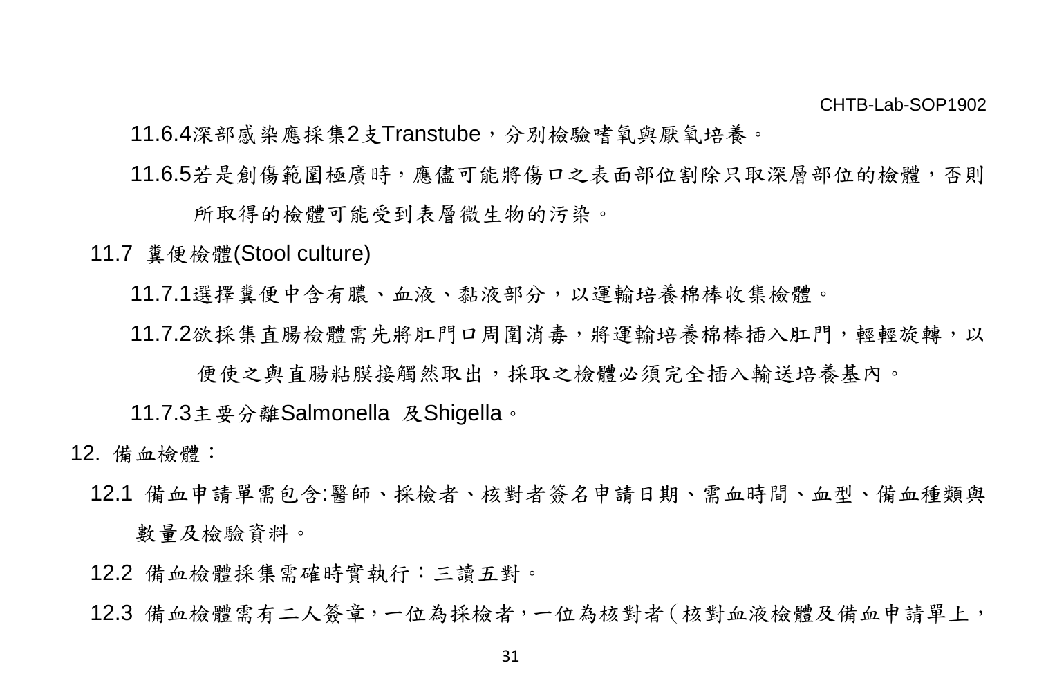11.6.4深部感染應採集2支Transtube，分別檢驗嗜氧與厭氧培養。

11.6.5若是創傷範圍極廣時，應儘可能將傷口之表面部位割除只取深層部位的檢體，否則所取得的檢體可能受到表層微生物的污染。

11.7 糞便檢體(Stool culture)

11.7.1選擇糞便中含有膿、血液、黏液部分，以運輸培養棉棒收集檢體。

11.7.2欲採集直腸檢體需先將肛門口周圍消毒，將運輸培養棉棒插入肛門，輕輕旋轉，以便使之與直腸粘膜接觸然取出，採取之檢體必須完全插入輸送培養基內。

11.7.3主要分離Salmonella 及Shigella。

12. 備血檢體：

12.1 備血申請單需包含:醫師、採檢者、核對者簽名申請日期、需血時間、血型、備血種類與數量及檢驗資料。

12.2 備血檢體採集需確時實執行：三讀五對。

12.3 備血檢體需有二人簽章，一位為採檢者，一位為核對者（核對血液檢體及備血申請單上，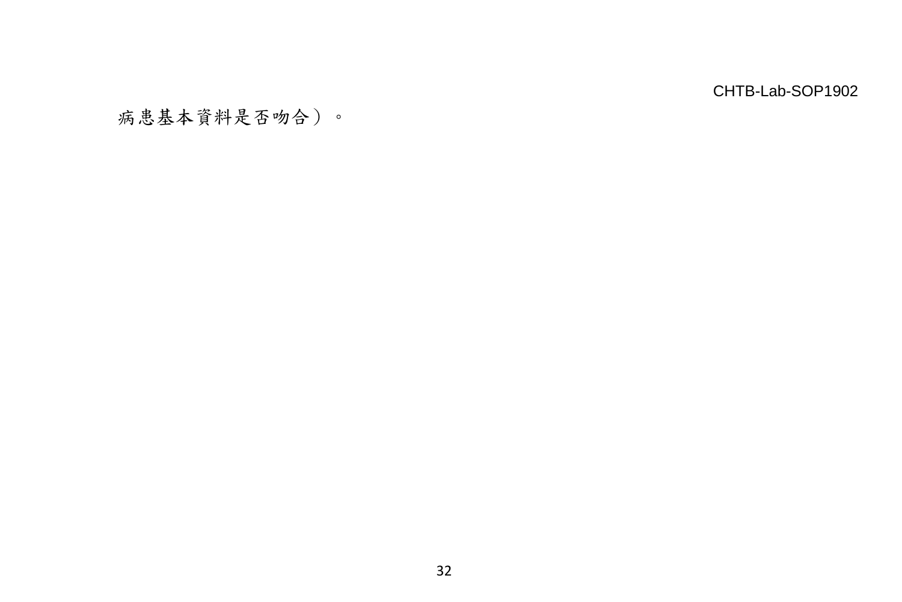病患基本資料是否吻合）。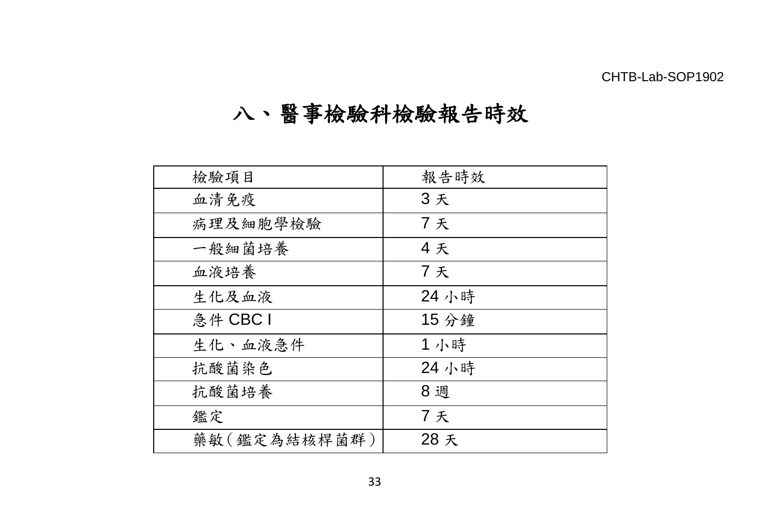# 八、醫事檢驗科檢驗報告時效

| 檢驗項目 | 報告時效 |
|---|---|
| 血清免疫 | 3 天 |
| 病理及細胞學檢驗 | 7 天 |
| 一般細菌培養 | 4 天 |
| 血液培養 | 7 天 |
| 生化及血液 | 24 小時 |
| 急件 CBC I | 15 分鐘 |
| 生化、血液急件 | 1 小時 |
| 抗酸菌染色 | 24 小時 |
| 抗酸菌培養 | 8 週 |
| 鑑定 | 7 天 |
| 藥敏(鑑定為結核桿菌群) | 28 天 |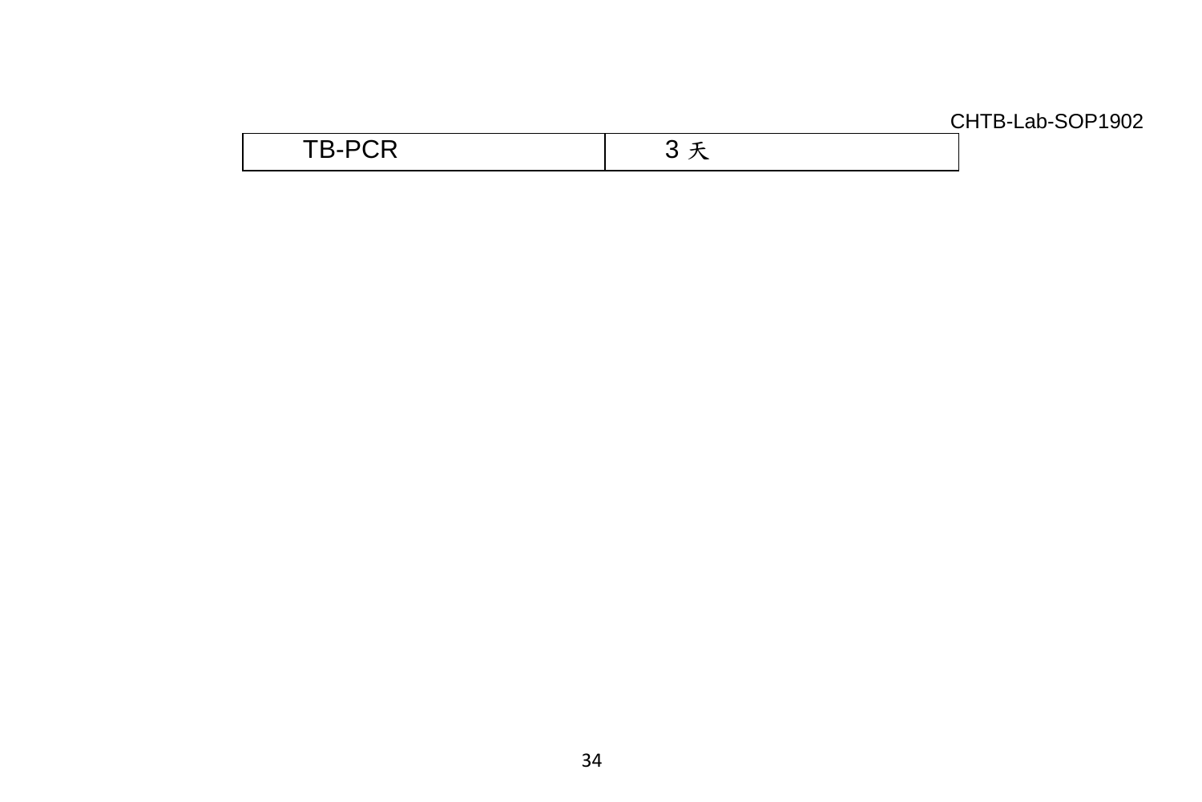| TB-PCR | 3 天 |
|---|---|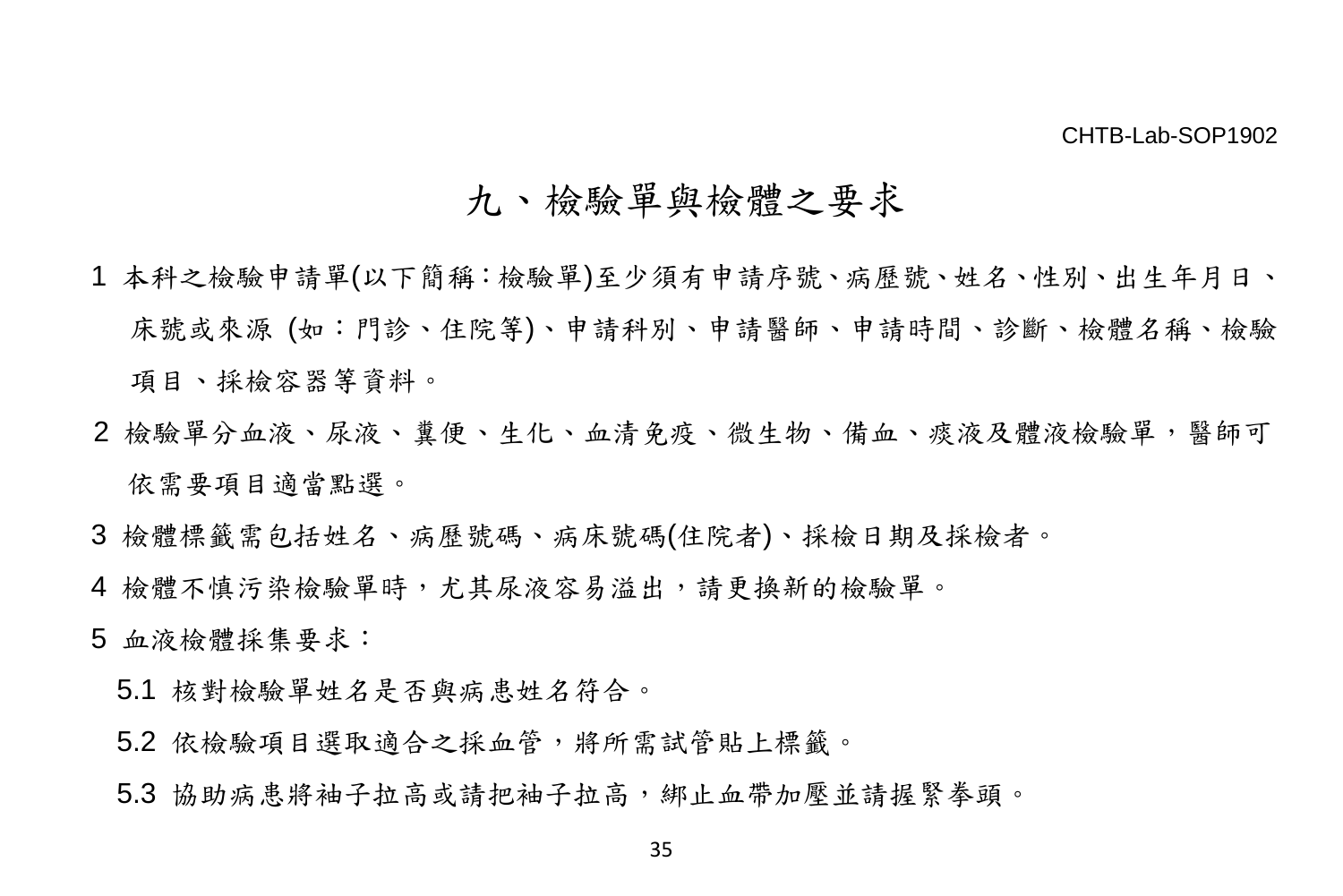CHTB-Lab-SOP1902

# 九、檢驗單與檢體之要求

1 本科之檢驗申請單(以下簡稱：檢驗單)至少須有申請序號、病歷號、姓名、性別、出生年月日、床號或來源 (如：門診、住院等)、申請科別、申請醫師、申請時間、診斷、檢體名稱、檢驗項目、採檢容器等資料。

2 檢驗單分血液、尿液、糞便、生化、血清免疫、微生物、備血、痰液及體液檢驗單，醫師可依需要項目適當點選。

3 檢體標籤需包括姓名、病歷號碼、病床號碼(住院者)、採檢日期及採檢者。

4 檢體不慎污染檢驗單時，尤其尿液容易溢出，請更換新的檢驗單。

5 血液檢體採集要求：

5.1 核對檢驗單姓名是否與病患姓名符合。

5.2 依檢驗項目選取適合之採血管，將所需試管貼上標籤。

5.3 協助病患將袖子拉高或請把袖子拉高，綁止血帶加壓並請握緊拳頭。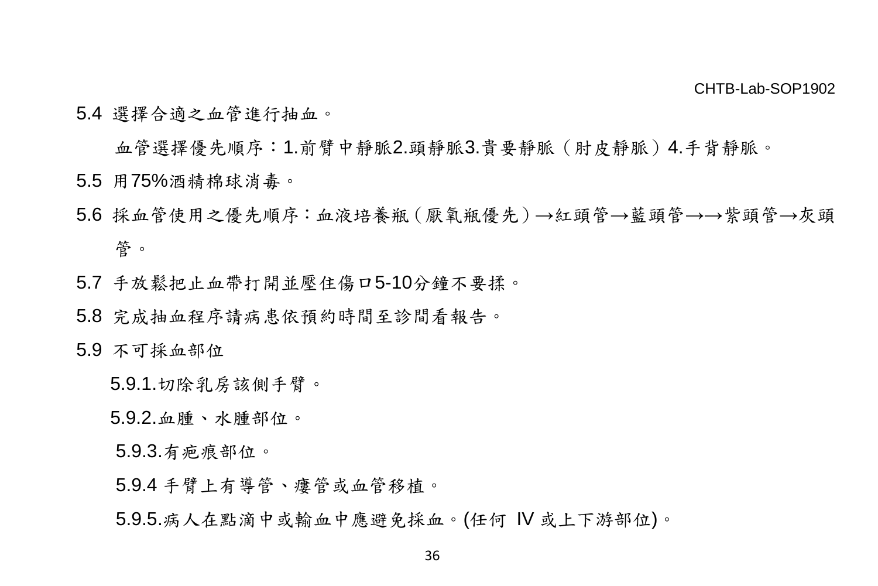5.4 選擇合適之血管進行抽血。

血管選擇優先順序：1.前臂中靜脈2.頭靜脈3.貴要靜脈（肘皮靜脈）4.手背靜脈。

5.5 用75%酒精棉球消毒。

5.6 採血管使用之優先順序：血液培養瓶(厭氧瓶優先)→紅頭管→藍頭管→→紫頭管→灰頭管。

5.7 手放鬆把止血帶打開並壓住傷口5-10分鐘不要揉。

5.8 完成抽血程序請病患依預約時間至診間看報告。

5.9 不可採血部位

5.9.1.切除乳房該側手臂。

5.9.2.血腫、水腫部位。

5.9.3.有疤痕部位。

5.9.4 手臂上有導管、瘻管或血管移植。

5.9.5.病人在點滴中或輸血中應避免採血。(任何 IV 或上下游部位)。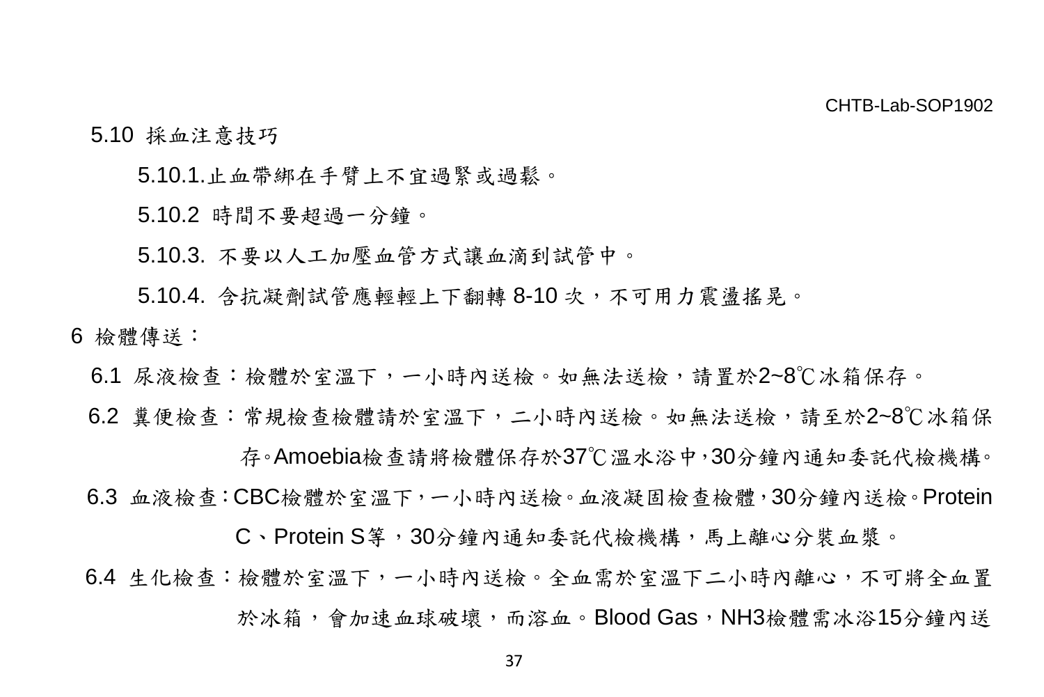5.10 採血注意技巧

5.10.1.止血帶綁在手臂上不宜過緊或過鬆。

5.10.2 時間不要超過一分鐘。

5.10.3. 不要以人工加壓血管方式讓血滴到試管中。

5.10.4. 含抗凝劑試管應輕輕上下翻轉 8-10 次，不可用力震盪搖晃。

6 檢體傳送：

6.1 尿液檢查：檢體於室溫下，一小時內送檢。如無法送檢，請置於2~8℃冰箱保存。

6.2 糞便檢查：常規檢查檢體請於室溫下，二小時內送檢。如無法送檢，請至於2~8℃冰箱保存。Amoebia檢查請將檢體保存於37℃溫水浴中,30分鐘內通知委託代檢機構。

6.3 血液檢查:CBC檢體於室溫下,一小時內送檢。血液凝固檢查檢體,30分鐘內送檢。Protein C、Protein S等，30分鐘內通知委託代檢機構，馬上離心分裝血漿。

6.4 生化檢查：檢體於室溫下，一小時內送檢。全血需於室溫下二小時內離心，不可將全血置於冰箱，會加速血球破壞，而溶血。Blood Gas，NH3檢體需冰浴15分鐘內送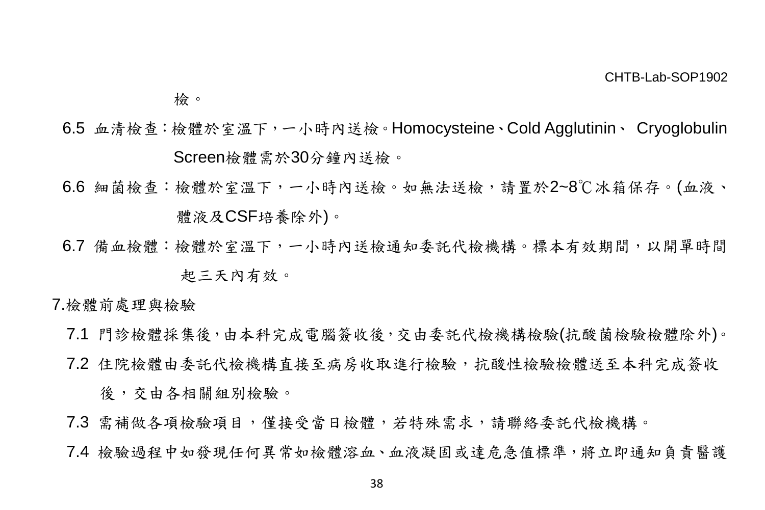檢。

6.5 血清檢查：檢體於室溫下，一小時內送檢。Homocysteine、Cold Agglutinin、 Cryoglobulin Screen檢體需於30分鐘內送檢。

6.6 細菌檢查：檢體於室溫下，一小時內送檢。如無法送檢，請置於2~8℃冰箱保存。(血液、體液及CSF培養除外)。

6.7 備血檢體：檢體於室溫下，一小時內送檢通知委託代檢機構。標本有效期間，以開單時間起三天內有效。

7.檢體前處理與檢驗

7.1 門診檢體採集後，由本科完成電腦簽收後，交由委託代檢機構檢驗(抗酸菌檢驗檢體除外)。

7.2 住院檢體由委託代檢機構直接至病房收取進行檢驗，抗酸性檢驗檢體送至本科完成簽收後，交由各相關組別檢驗。

7.3 需補做各項檢驗項目，僅接受當日檢體，若特殊需求，請聯絡委託代檢機構。

7.4 檢驗過程中如發現任何異常如檢體溶血、血液凝固或達危急值標準，將立即通知負責醫護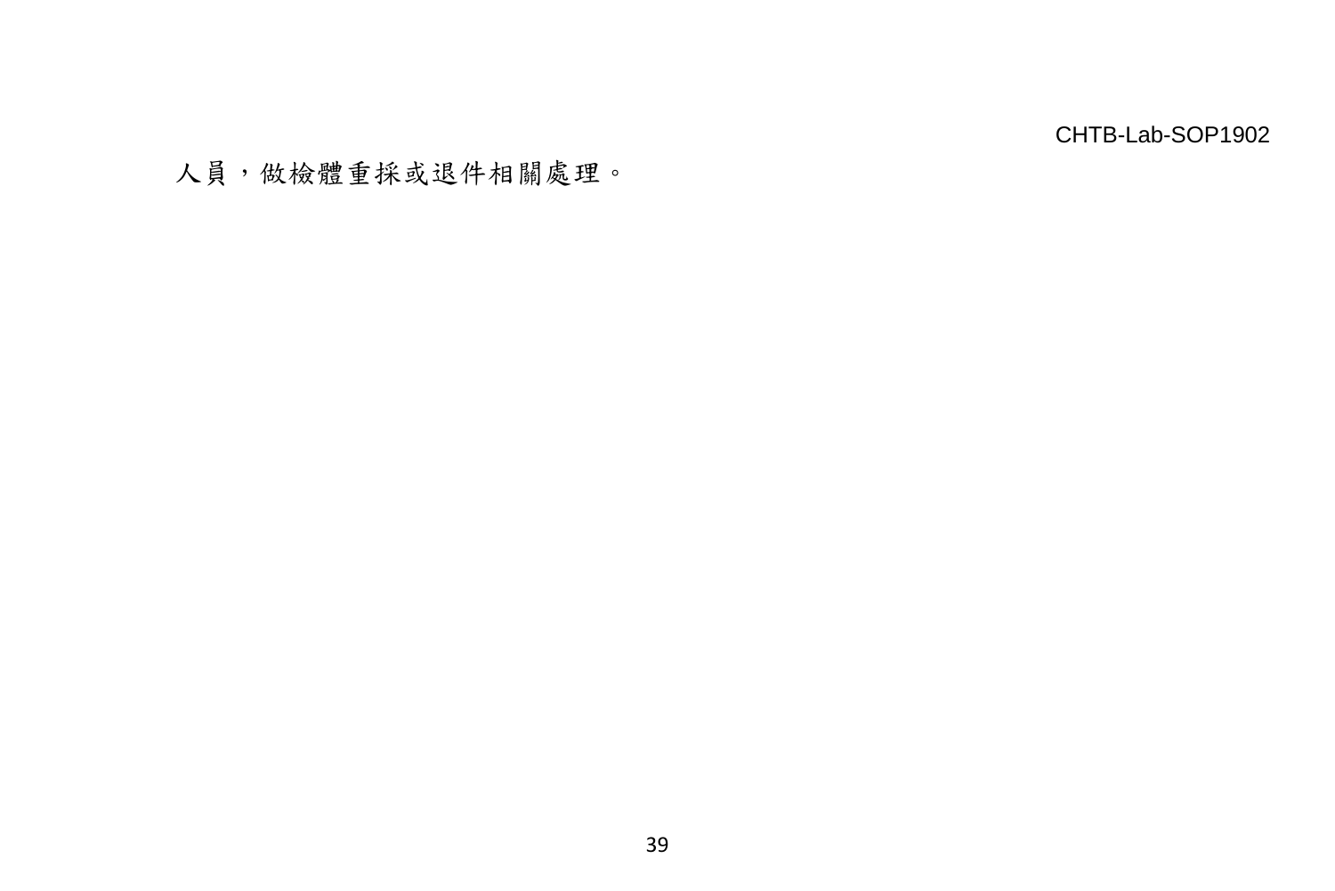人員，做檢體重採或退件相關處理。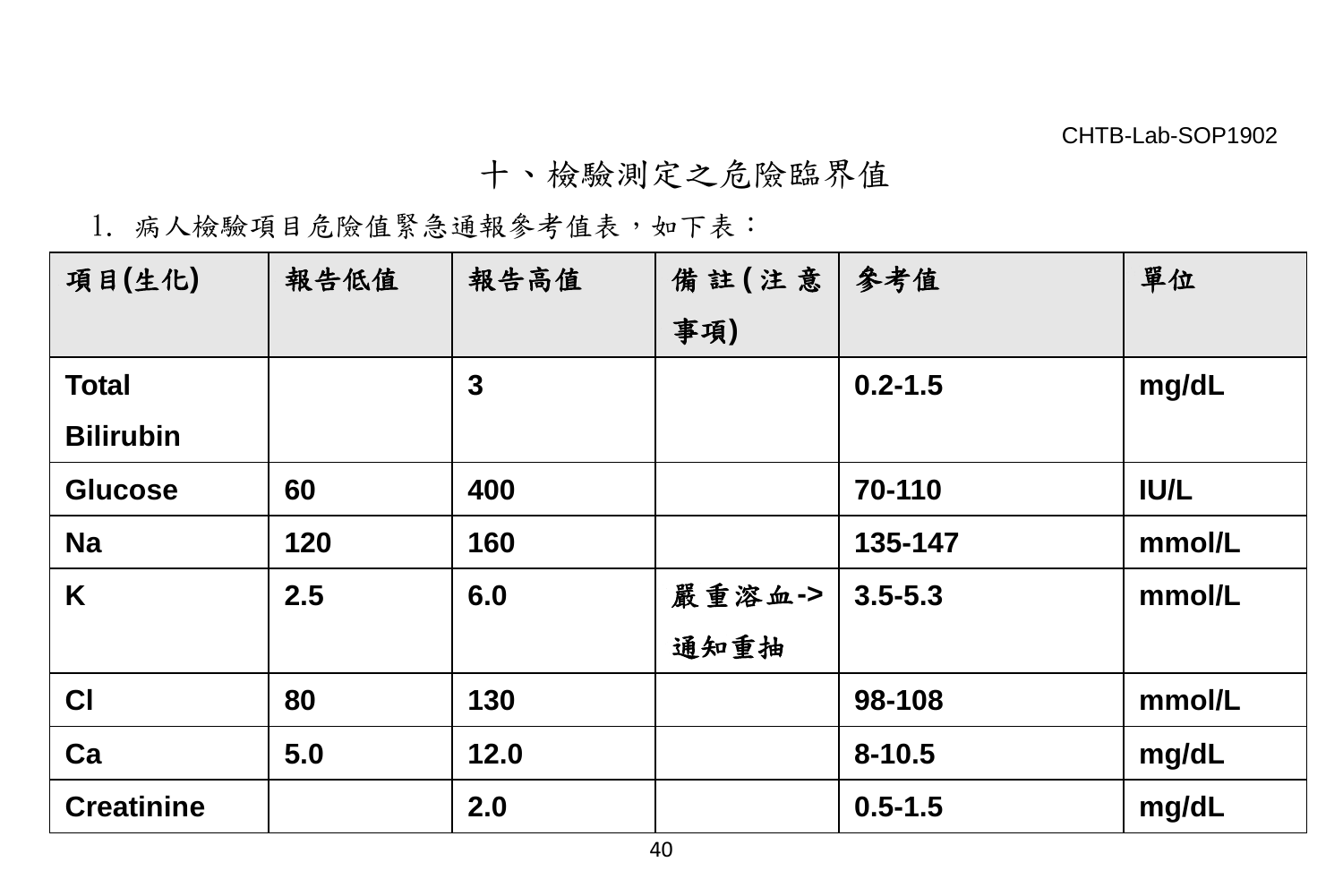# 十、檢驗測定之危險臨界值

1. 病人檢驗項目危險值緊急通報參考值表，如下表：

| 項目(生化) | 報告低值 | 報告高值 | 備註(注意事項) | 參考值 | 單位 |
|---|---|---|---|---|---|
| Total Bilirubin | | 3 | | 0.2-1.5 | mg/dL |
| Glucose | 60 | 400 | | 70-110 | IU/L |
| Na | 120 | 160 | | 135-147 | mmol/L |
| K | 2.5 | 6.0 | 嚴重溶血->通知重抽 | 3.5-5.3 | mmol/L |
| Cl | 80 | 130 | | 98-108 | mmol/L |
| Ca | 5.0 | 12.0 | | 8-10.5 | mg/dL |
| Creatinine | | 2.0 | | 0.5-1.5 | mg/dL |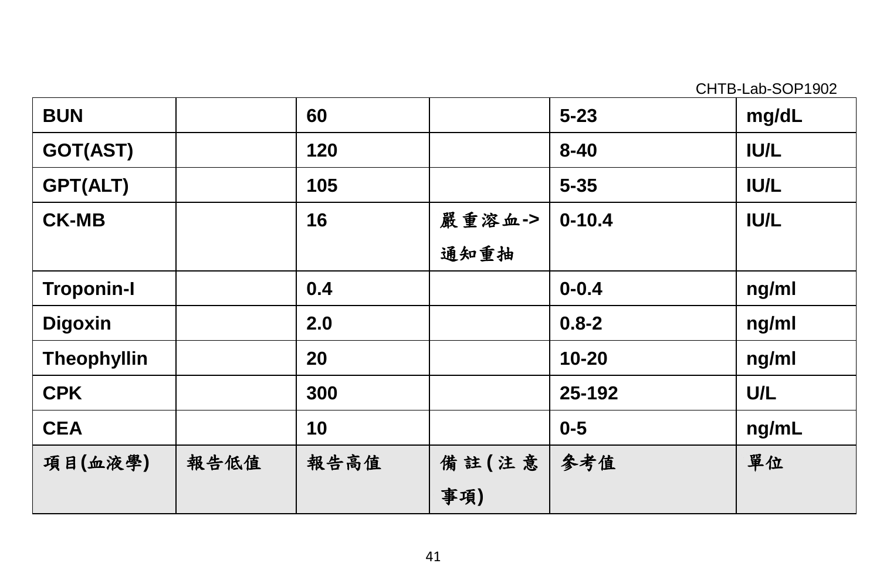| BUN | | 60 | | 5-23 | mg/dL |
|---|---|---|---|---|---|
| GOT(AST) | | 120 | | 8-40 | IU/L |
| GPT(ALT) | | 105 | | 5-35 | IU/L |
| CK-MB | | 16 | 嚴重溶血->通知重抽 | 0-10.4 | IU/L |
| Troponin-I | | 0.4 | | 0-0.4 | ng/ml |
| Digoxin | | 2.0 | | 0.8-2 | ng/ml |
| Theophyllin | | 20 | | 10-20 | ng/ml |
| CPK | | 300 | | 25-192 | U/L |
| CEA | | 10 | | 0-5 | ng/mL |

| 項目(血液學) | 報告低值 | 報告高值 | 備註(注意事項) | 參考值 | 單位 |
|---|---|---|---|---|---|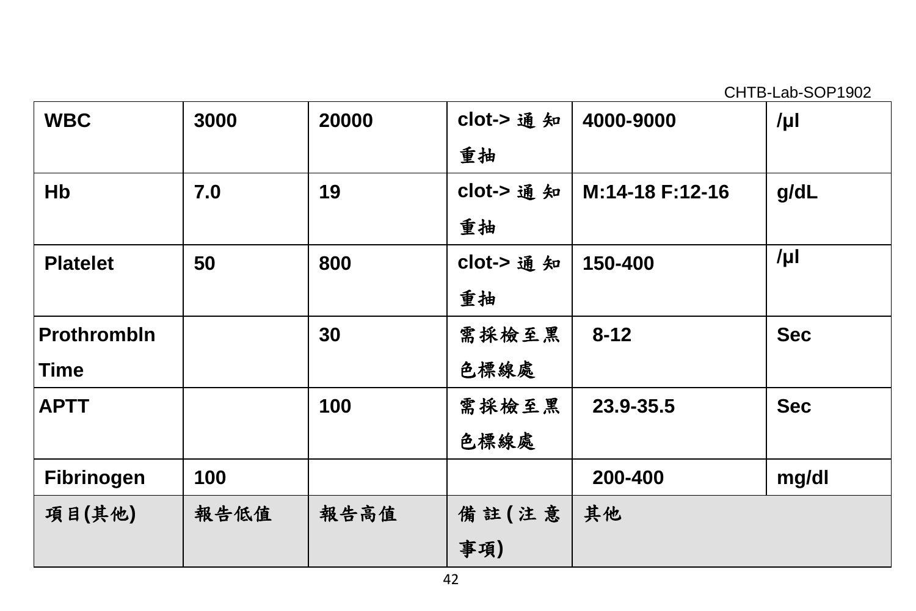| WBC | 3000 | 20000 | clot->通知重抽 | 4000-9000 | /μl |
|---|---|---|---|---|---|
| Hb | 7.0 | 19 | clot->通知重抽 | M:14-18 F:12-16 | g/dL |
| Platelet | 50 | 800 | clot->通知重抽 | 150-400 | /μl |
| Prothrombln Time | | 30 | 需採檢至黑色標線處 | 8-12 | Sec |
| APTT | | 100 | 需採檢至黑色標線處 | 23.9-35.5 | Sec |
| Fibrinogen | 100 | | | 200-400 | mg/dl |
| 項目(其他) | 報告低值 | 報告高值 | 備註(注意事項) | 其他 | |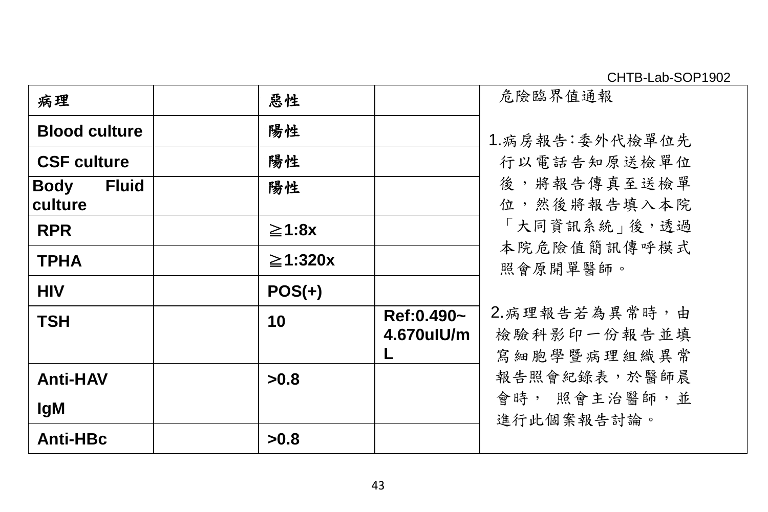CHTB-Lab-SOP1902

| 病理 | | 惡性 | | 危險臨界值通報<br><br>1.病房報告:委外代檢單位先行以電話告知原送檢單位後，將報告傳真至送檢單位，然後將報告填入本院「大同資訊系統」後，透過本院危險值簡訊傳呼模式照會原開單醫師。<br><br>2.病理報告若為異常時，由檢驗科影印一份報告並填寫細胞學暨病理組織異常報告照會紀錄表，於醫師晨會時， 照會主治醫師，並進行此個案報告討論。 |
|---|---|---|---|---|
| Blood culture | | 陽性 | | |
| CSF culture | | 陽性 | | |
| Body Fluid culture | | 陽性 | | |
| RPR | | ≧1:8x | | |
| TPHA | | ≧1:320x | | |
| HIV | | POS(+) | | |
| TSH | | 10 | Ref:0.490~4.670uIU/mL | |
| Anti-HAV IgM | | >0.8 | | |
| Anti-HBc | | >0.8 | | |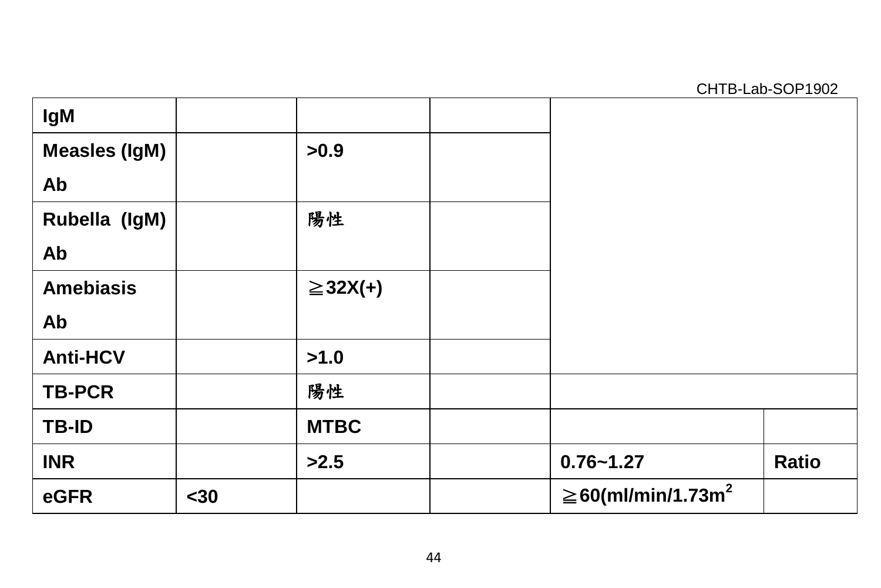| IgM | | | | | |
|---|---|---|---|---|---|
| Measles (IgM) Ab | | >0.9 | | | |
| Rubella (IgM) Ab | | 陽性 | | | |
| Amebiasis Ab | | ≧32X(+) | | | |
| Anti-HCV | | >1.0 | | | |
| TB-PCR | | 陽性 | | | |
| TB-ID | | MTBC | | | |
| INR | | >2.5 | | 0.76~1.27 | Ratio |
| eGFR | <30 | | | ≧60(ml/min/1.73m$^2$ | |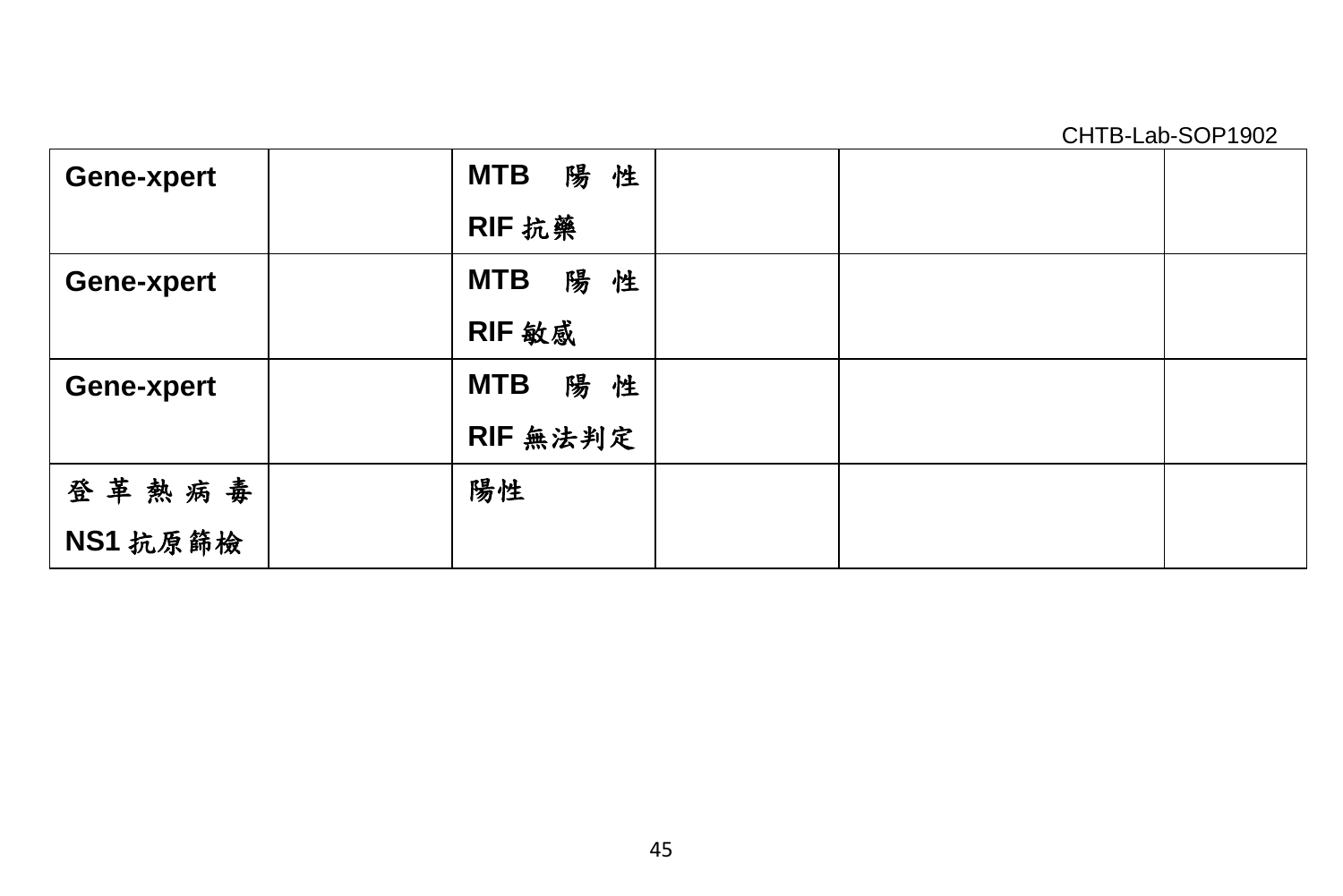| Gene-xpert | | MTB 陽性 RIF 抗藥 | | | |
| --- | --- | --- | --- | --- | --- |
| Gene-xpert | | MTB 陽性 RIF 敏感 | | | |
| Gene-xpert | | MTB 陽性 RIF 無法判定 | | | |
| 登革熱病毒 NS1 抗原篩檢 | | 陽性 | | | |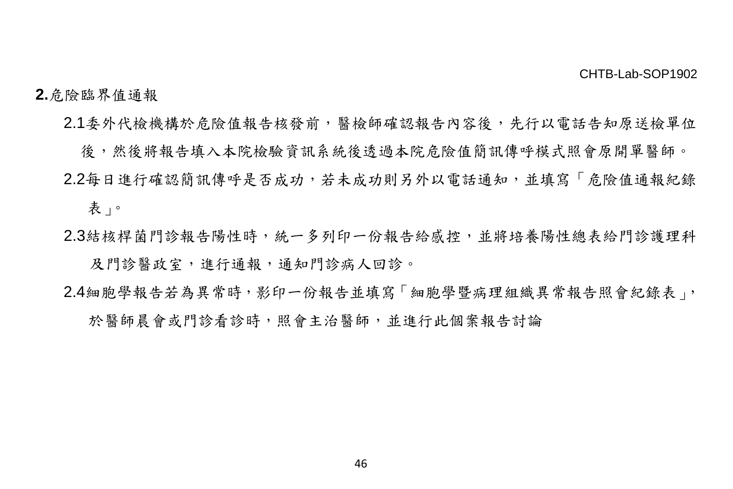**2.**危險臨界值通報

2.1委外代檢機構於危險值報告核發前，醫檢師確認報告內容後，先行以電話告知原送檢單位後，然後將報告填入本院檢驗資訊系統後透過本院危險值簡訊傳呼模式照會原開單醫師。

2.2每日進行確認簡訊傳呼是否成功，若未成功則另外以電話通知，並填寫「危險值通報紀錄表」。

2.3結核桿菌門診報告陽性時，統一多列印一份報告給感控，並將培養陽性總表給門診護理科及門診醫政室，進行通報，通知門診病人回診。

2.4細胞學報告若為異常時，影印一份報告並填寫「細胞學暨病理組織異常報告照會紀錄表」，於醫師晨會或門診看診時，照會主治醫師，並進行此個案報告討論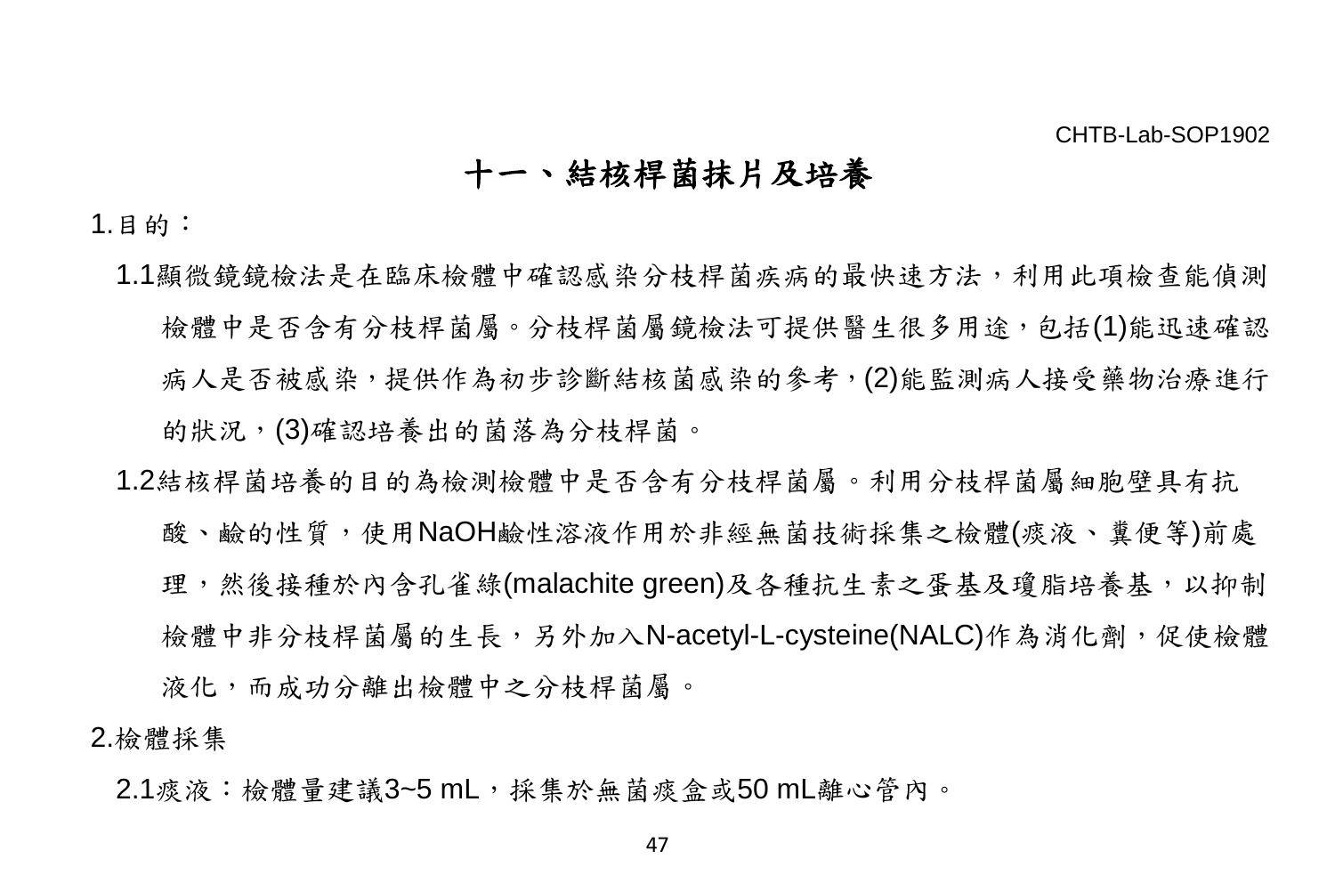CHTB-Lab-SOP1902

# 十一、結核桿菌抹片及培養

1.目的：

1.1顯微鏡鏡檢法是在臨床檢體中確認感染分枝桿菌疾病的最快速方法，利用此項檢查能偵測檢體中是否含有分枝桿菌屬。分枝桿菌屬鏡檢法可提供醫生很多用途，包括(1)能迅速確認病人是否被感染，提供作為初步診斷結核菌感染的參考，(2)能監測病人接受藥物治療進行的狀況，(3)確認培養出的菌落為分枝桿菌。

1.2結核桿菌培養的目的為檢測檢體中是否含有分枝桿菌屬。利用分枝桿菌屬細胞壁具有抗酸、鹼的性質，使用NaOH鹼性溶液作用於非經無菌技術採集之檢體(痰液、糞便等)前處理，然後接種於內含孔雀綠(malachite green)及各種抗生素之蛋基及瓊脂培養基，以抑制檢體中非分枝桿菌屬的生長，另外加入N-acetyl-L-cysteine(NALC)作為消化劑，促使檢體液化，而成功分離出檢體中之分枝桿菌屬。

2.檢體採集

2.1痰液：檢體量建議3~5 mL，採集於無菌痰盒或50 mL離心管內。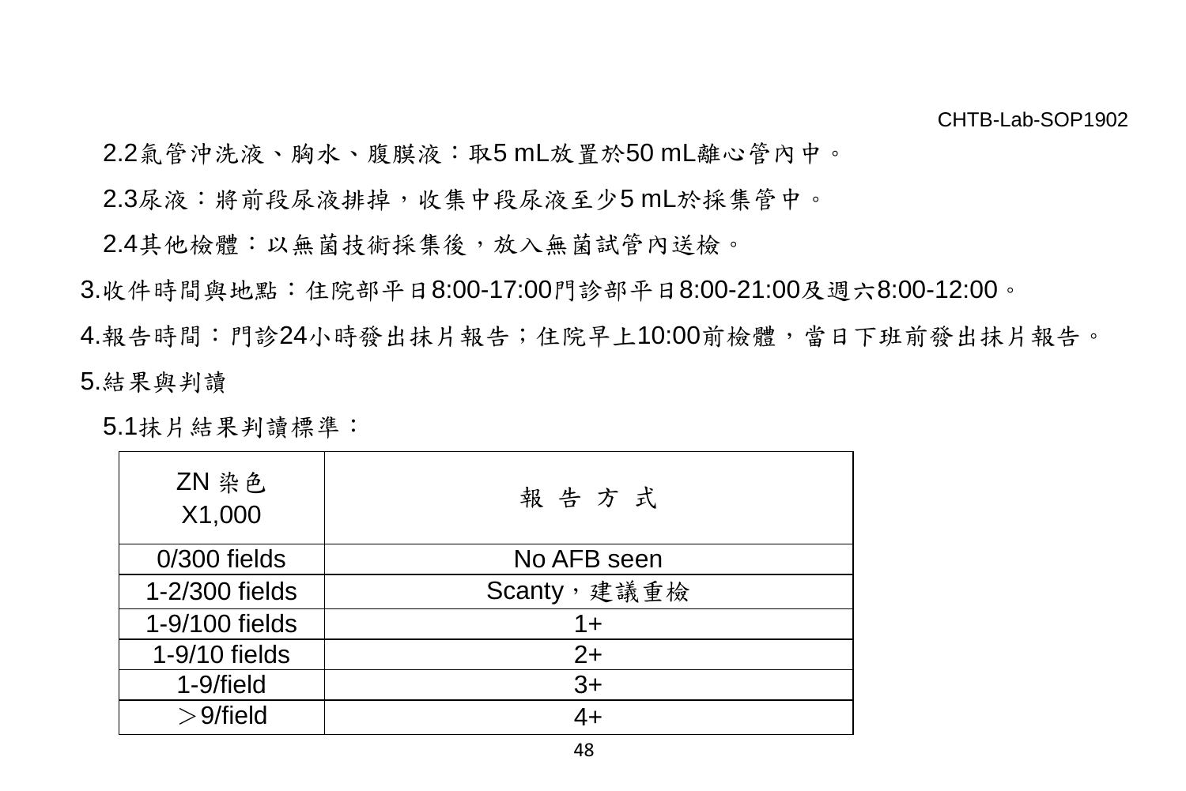2.2氣管沖洗液、胸水、腹膜液：取5 mL放置於50 mL離心管內中。

2.3尿液：將前段尿液排掉，收集中段尿液至少5 mL於採集管中。

2.4其他檢體：以無菌技術採集後，放入無菌試管內送檢。

3.收件時間與地點：住院部平日8:00-17:00門診部平日8:00-21:00及週六8:00-12:00。

4.報告時間：門診24小時發出抹片報告；住院早上10:00前檢體，當日下班前發出抹片報告。

5.結果與判讀

5.1抹片結果判讀標準：

| ZN 染色 X1,000 | 報 告 方 式 |
| --- | --- |
| 0/300 fields | No AFB seen |
| 1-2/300 fields | Scanty，建議重檢 |
| 1-9/100 fields | 1+ |
| 1-9/10 fields | 2+ |
| 1-9/field | 3+ |
| ＞9/field | 4+ |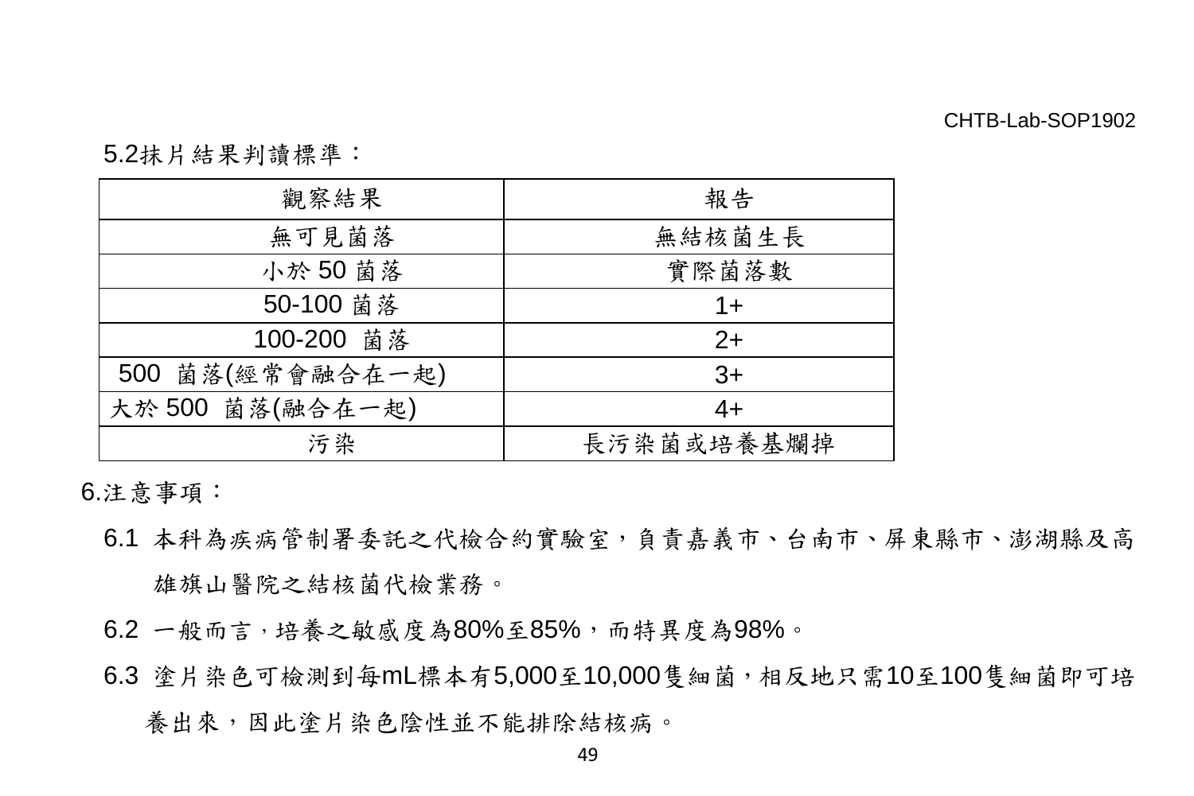5.2抹片結果判讀標準：

| 觀察結果 | 報告 |
| --- | --- |
| 無可見菌落 | 無結核菌生長 |
| 小於 50 菌落 | 實際菌落數 |
| 50-100 菌落 | 1+ |
| 100-200 菌落 | 2+ |
| 500 菌落(經常會融合在一起) | 3+ |
| 大於 500 菌落(融合在一起) | 4+ |
| 污染 | 長污染菌或培養基爛掉 |

6.注意事項：

6.1 本科為疾病管制署委託之代檢合約實驗室，負責嘉義市、台南市、屏東縣市、澎湖縣及高雄旗山醫院之結核菌代檢業務。

6.2 一般而言，培養之敏感度為80%至85%，而特異度為98%。

6.3 塗片染色可檢測到每mL標本有5,000至10,000隻細菌，相反地只需10至100隻細菌即可培養出來，因此塗片染色陰性並不能排除結核病。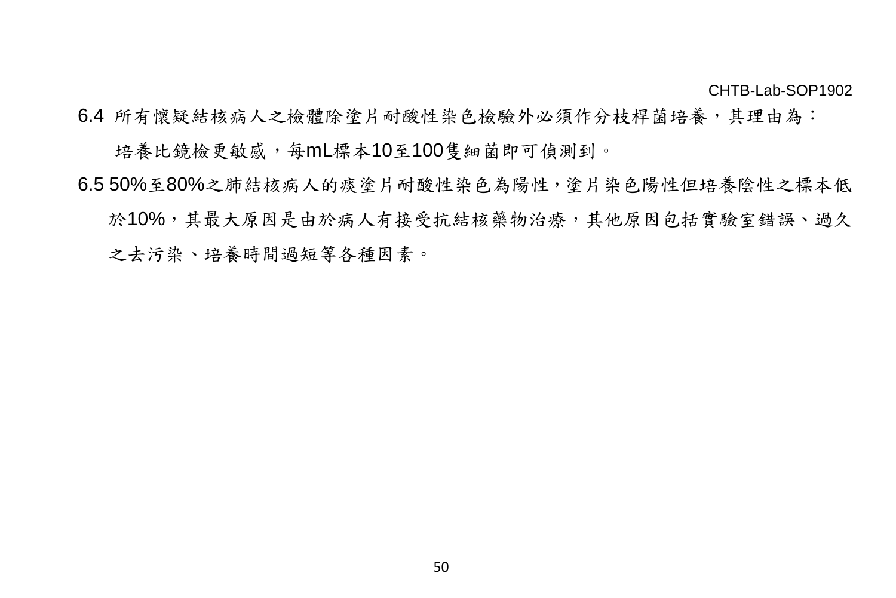6.4 所有懷疑結核病人之檢體除塗片耐酸性染色檢驗外必須作分枝桿菌培養，其理由為：

培養比鏡檢更敏感，每mL標本10至100隻細菌即可偵測到。

6.5 50%至80%之肺結核病人的痰塗片耐酸性染色為陽性，塗片染色陽性但培養陰性之標本低於10%，其最大原因是由於病人有接受抗結核藥物治療，其他原因包括實驗室錯誤、過久之去污染、培養時間過短等各種因素。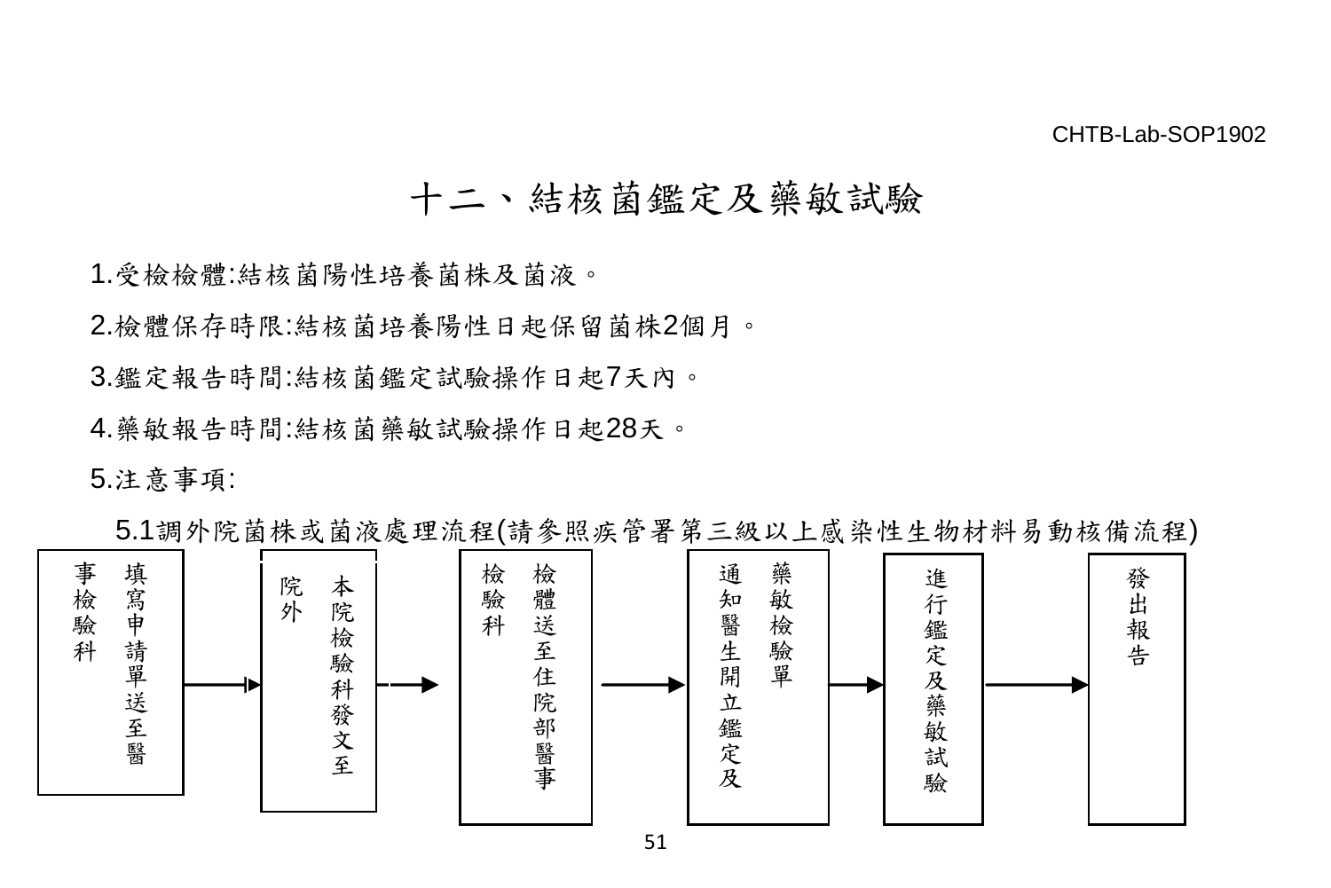CHTB-Lab-SOP1902

# 十二、結核菌鑑定及藥敏試驗

1.受檢檢體:結核菌陽性培養菌株及菌液。

2.檢體保存時限:結核菌培養陽性日起保留菌株2個月。

3.鑑定報告時間:結核菌鑑定試驗操作日起7天內。

4.藥敏報告時間:結核菌藥敏試驗操作日起28天。

5.注意事項:

5.1調外院菌株或菌液處理流程(請參照疾管署第三級以上感染性生物材料易動核備流程)

填寫申請單送至醫事檢驗科 → 本院檢驗科發文至院外 → 檢體送至住院部醫事檢驗科 → 藥敏檢驗單通知醫生開立鑑定及 → 進行鑑定及藥敏試驗 → 發出報告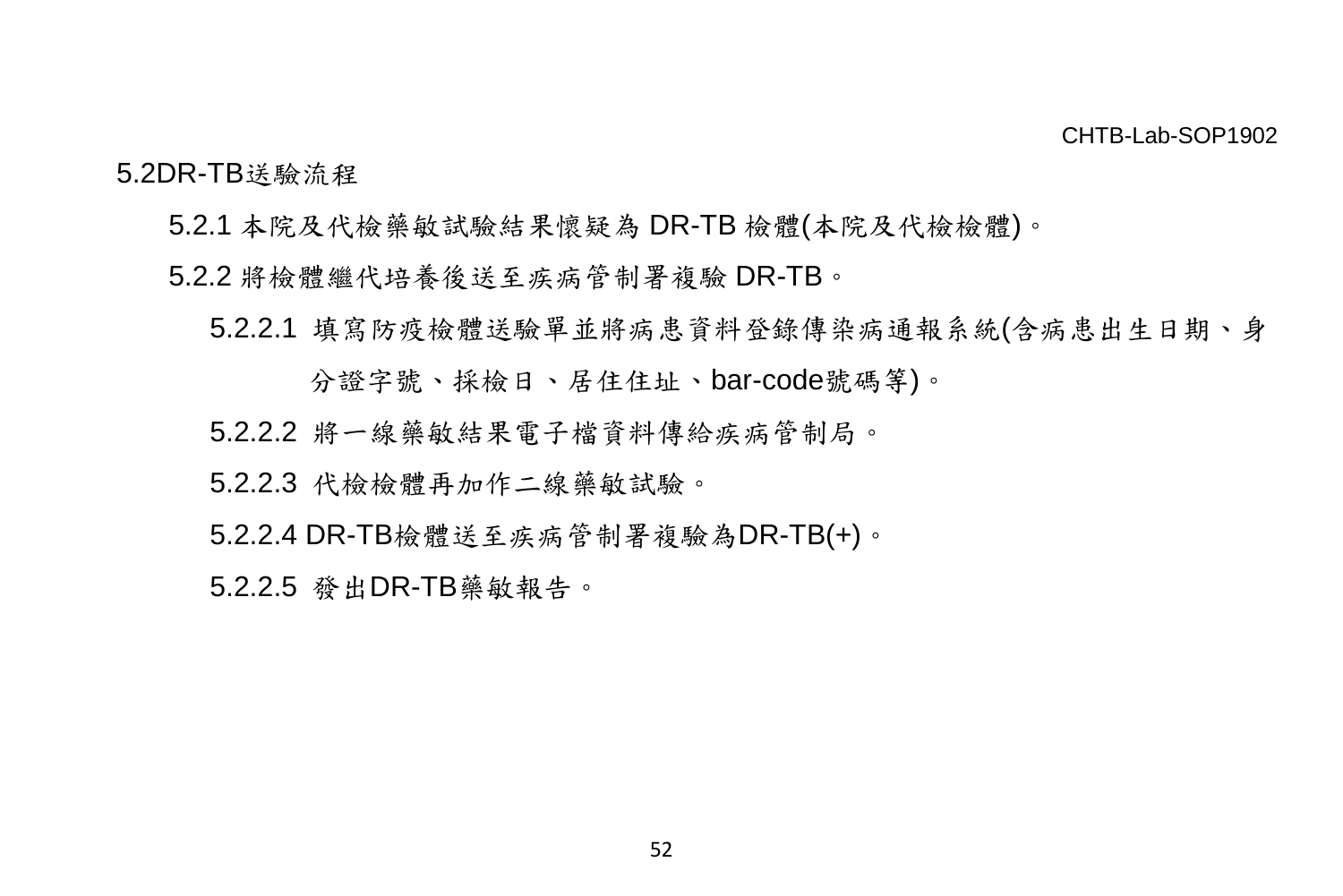5.2DR-TB送驗流程

5.2.1 本院及代檢藥敏試驗結果懷疑為 DR-TB 檢體(本院及代檢檢體)。

5.2.2 將檢體繼代培養後送至疾病管制署複驗 DR-TB。

5.2.2.1 填寫防疫檢體送驗單並將病患資料登錄傳染病通報系統(含病患出生日期、身分證字號、採檢日、居住住址、bar-code號碼等)。

5.2.2.2 將一線藥敏結果電子檔資料傳給疾病管制局。

5.2.2.3 代檢檢體再加作二線藥敏試驗。

5.2.2.4 DR-TB檢體送至疾病管制署複驗為DR-TB(+)。

5.2.2.5 發出DR-TB藥敏報告。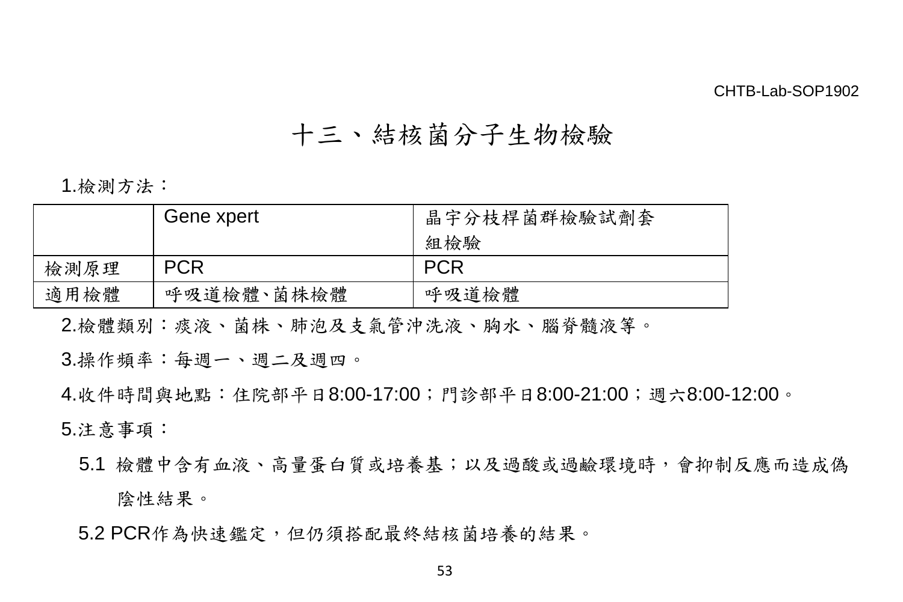CHTB-Lab-SOP1902

# 十三、結核菌分子生物檢驗

1.檢測方法：

| | Gene xpert | 晶宇分枝桿菌群檢驗試劑套組檢驗 |
|---|---|---|
| 檢測原理 | PCR | PCR |
| 適用檢體 | 呼吸道檢體、菌株檢體 | 呼吸道檢體 |

2.檢體類別：痰液、菌株、肺泡及支氣管沖洗液、胸水、腦脊髓液等。

3.操作頻率：每週一、週二及週四。

4.收件時間與地點：住院部平日8:00-17:00；門診部平日8:00-21:00；週六8:00-12:00。

5.注意事項：

5.1 檢體中含有血液、高量蛋白質或培養基；以及過酸或過鹼環境時，會抑制反應而造成偽陰性結果。

5.2 PCR作為快速鑑定，但仍須搭配最終結核菌培養的結果。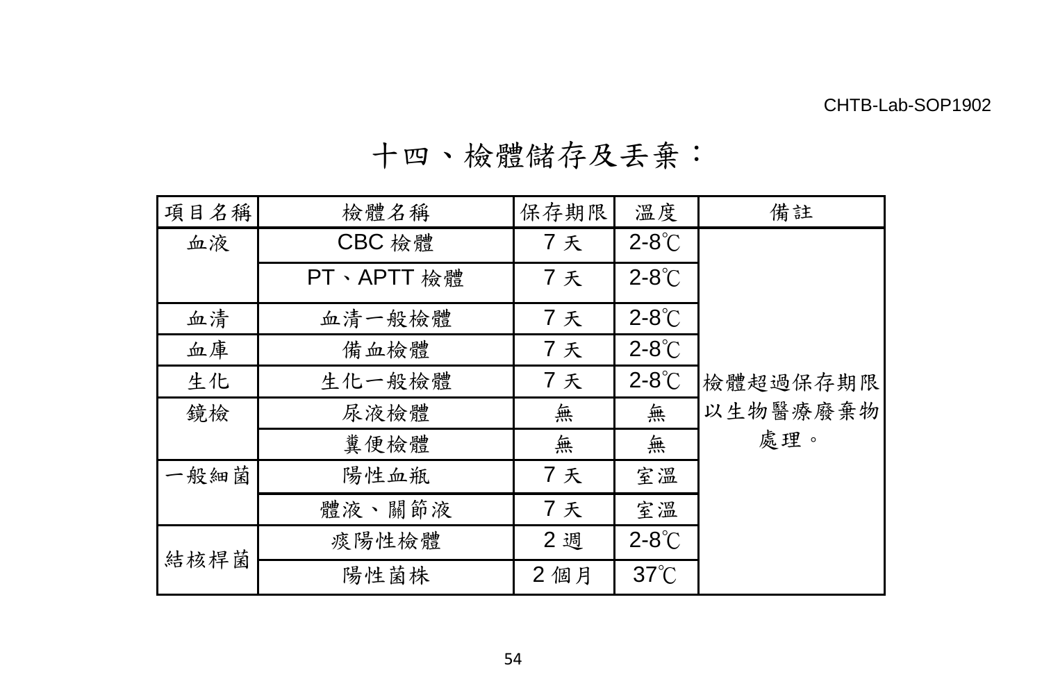# 十四、檢體儲存及丟棄：

| 項目名稱 | 檢體名稱 | 保存期限 | 溫度 | 備註 |
|---|---|---|---|---|
| 血液 | CBC 檢體 | 7 天 | 2-8℃ | 檢體超過保存期限以生物醫療廢棄物處理。 |
| | PT、APTT 檢體 | 7 天 | 2-8℃ | |
| 血清 | 血清一般檢體 | 7 天 | 2-8℃ | |
| 血庫 | 備血檢體 | 7 天 | 2-8℃ | |
| 生化 | 生化一般檢體 | 7 天 | 2-8℃ | |
| 鏡檢 | 尿液檢體 | 無 | 無 | |
| | 糞便檢體 | 無 | 無 | |
| 一般細菌 | 陽性血瓶 | 7 天 | 室溫 | |
| | 體液、關節液 | 7 天 | 室溫 | |
| 結核桿菌 | 痰陽性檢體 | 2 週 | 2-8℃ | |
| | 陽性菌株 | 2 個月 | 37℃ | |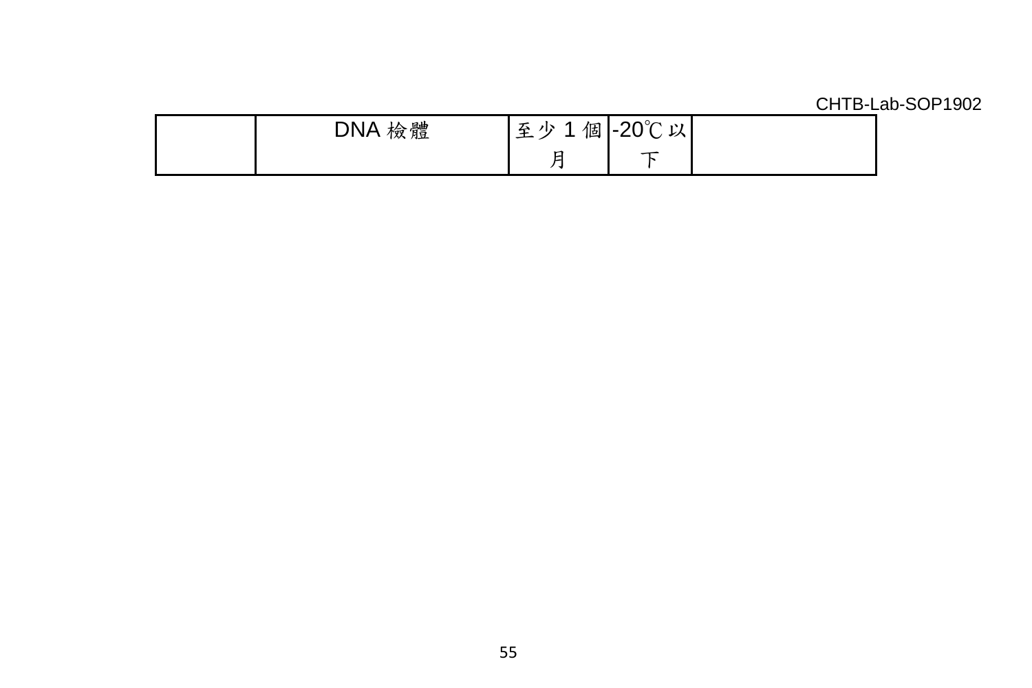| | | | | |
|---|---|---|---|---|
| | DNA 檢體 | 至少 1 個月 | -20℃以下 | |